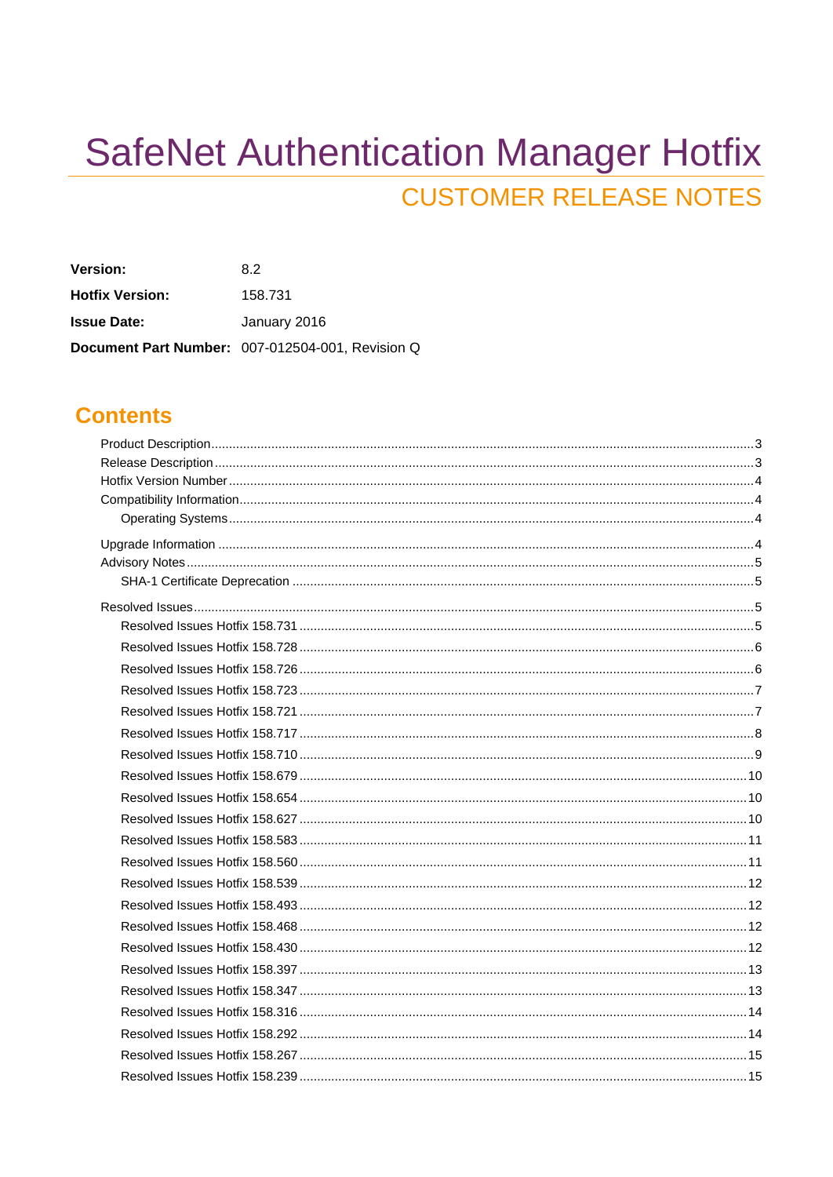# SafeNet Authentication Manager Hotfix

## CUSTOMER RELEASE NOTES

| | |
|---|---|
| **Version:** | 8.2 |
| **Hotfix Version:** | 158.731 |
| **Issue Date:** | January 2016 |
| **Document Part Number:** | 007-012504-001, Revision Q |

## Contents

- Product Description ..... 3
- Release Description ..... 3
- Hotfix Version Number ..... 4
- Compatibility Information ..... 4
  - Operating Systems ..... 4
- Upgrade Information ..... 4
- Advisory Notes ..... 5
  - SHA-1 Certificate Deprecation ..... 5
- Resolved Issues ..... 5
  - Resolved Issues Hotfix 158.731 ..... 5
  - Resolved Issues Hotfix 158.728 ..... 6
  - Resolved Issues Hotfix 158.726 ..... 6
  - Resolved Issues Hotfix 158.723 ..... 7
  - Resolved Issues Hotfix 158.721 ..... 7
  - Resolved Issues Hotfix 158.717 ..... 8
  - Resolved Issues Hotfix 158.710 ..... 9
  - Resolved Issues Hotfix 158.679 ..... 10
  - Resolved Issues Hotfix 158.654 ..... 10
  - Resolved Issues Hotfix 158.627 ..... 10
  - Resolved Issues Hotfix 158.583 ..... 11
  - Resolved Issues Hotfix 158.560 ..... 11
  - Resolved Issues Hotfix 158.539 ..... 12
  - Resolved Issues Hotfix 158.493 ..... 12
  - Resolved Issues Hotfix 158.468 ..... 12
  - Resolved Issues Hotfix 158.430 ..... 12
  - Resolved Issues Hotfix 158.397 ..... 13
  - Resolved Issues Hotfix 158.347 ..... 13
  - Resolved Issues Hotfix 158.316 ..... 14
  - Resolved Issues Hotfix 158.292 ..... 14
  - Resolved Issues Hotfix 158.267 ..... 15
  - Resolved Issues Hotfix 158.239 ..... 15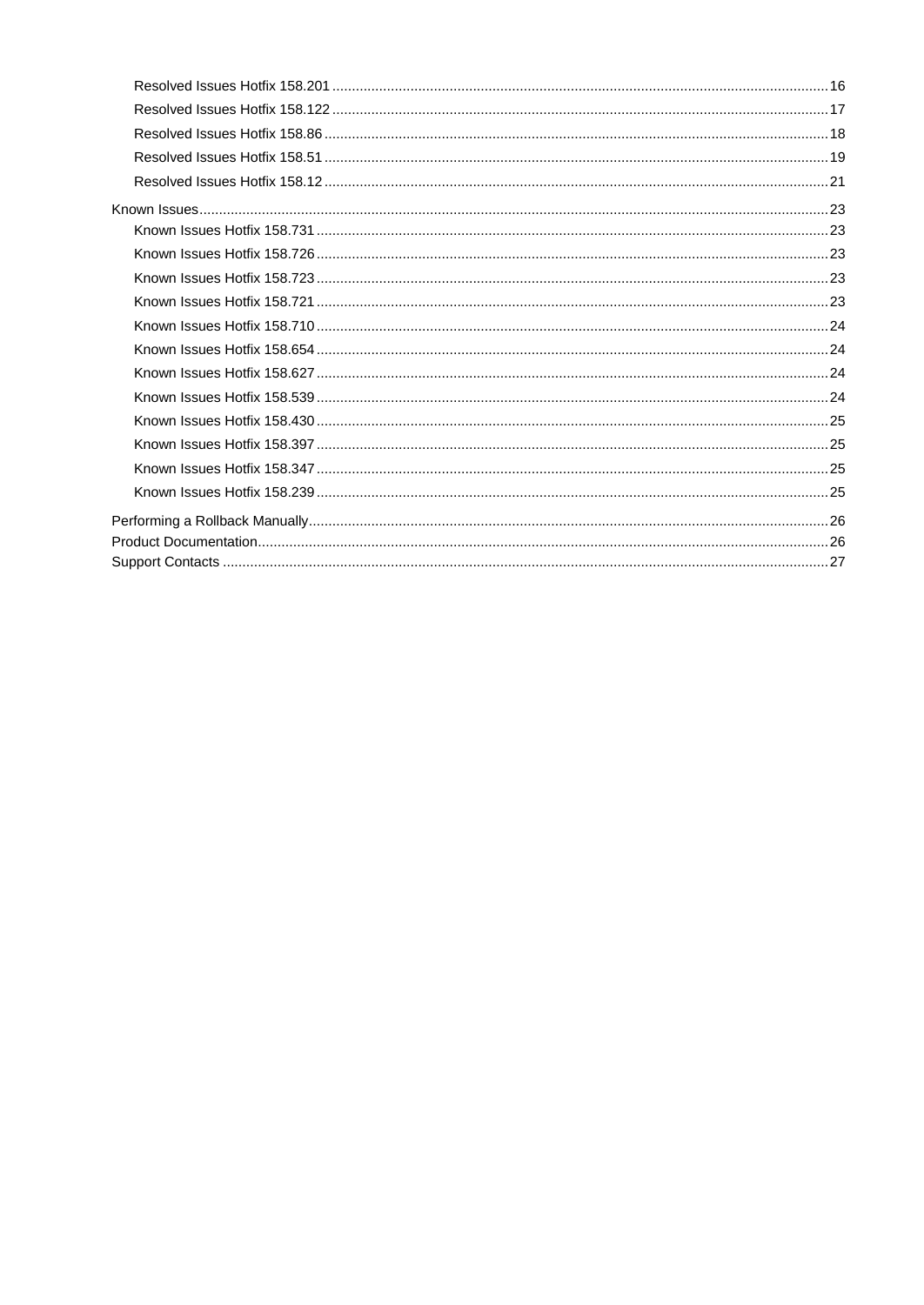- Resolved Issues Hotfix 158.201 ... 16
- Resolved Issues Hotfix 158.122 ... 17
- Resolved Issues Hotfix 158.86 ... 18
- Resolved Issues Hotfix 158.51 ... 19
- Resolved Issues Hotfix 158.12 ... 21

Known Issues ... 23

- Known Issues Hotfix 158.731 ... 23
- Known Issues Hotfix 158.726 ... 23
- Known Issues Hotfix 158.723 ... 23
- Known Issues Hotfix 158.721 ... 23
- Known Issues Hotfix 158.710 ... 24
- Known Issues Hotfix 158.654 ... 24
- Known Issues Hotfix 158.627 ... 24
- Known Issues Hotfix 158.539 ... 24
- Known Issues Hotfix 158.430 ... 25
- Known Issues Hotfix 158.397 ... 25
- Known Issues Hotfix 158.347 ... 25
- Known Issues Hotfix 158.239 ... 25

Performing a Rollback Manually ... 26

Product Documentation ... 26

Support Contacts ... 27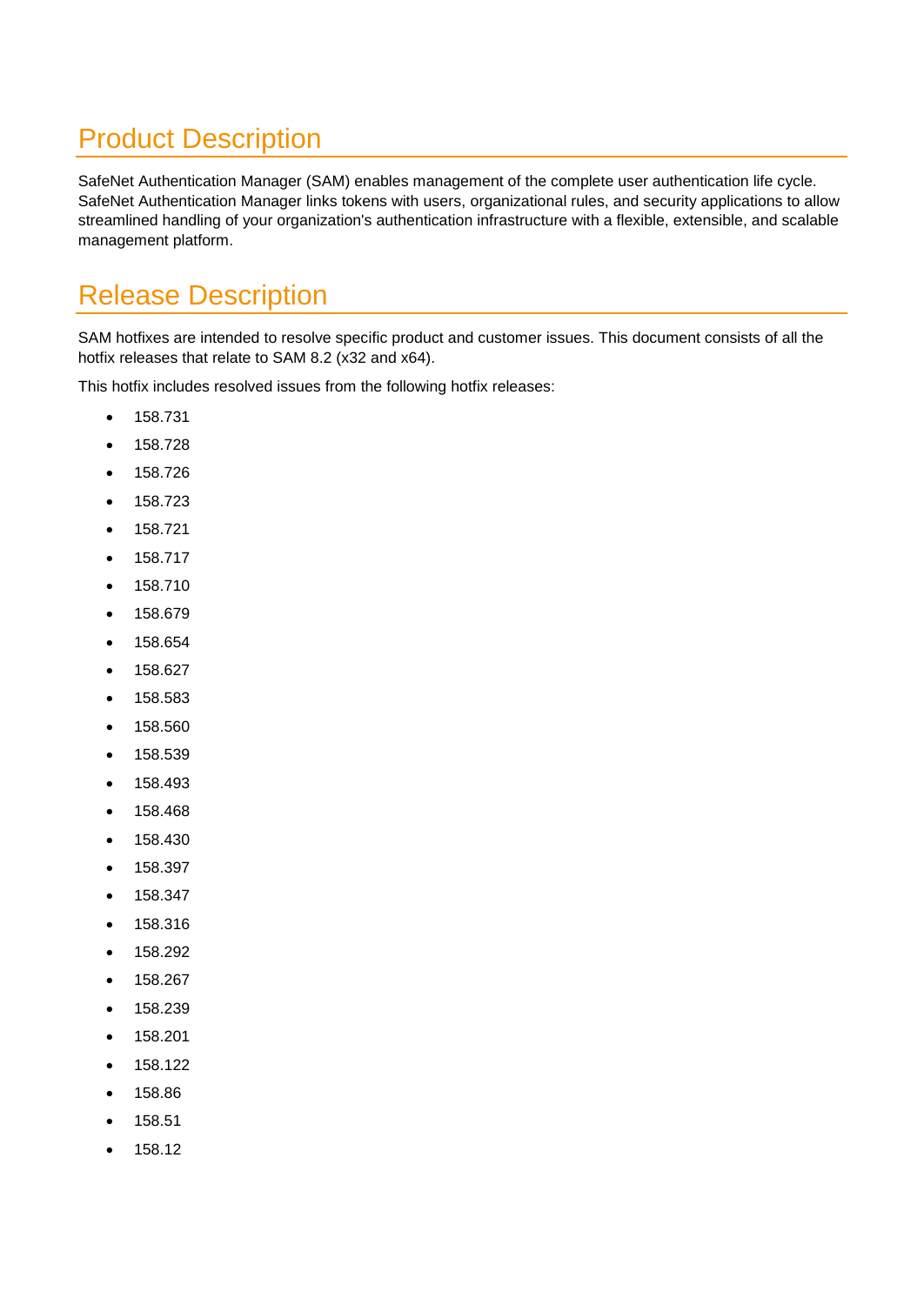# Product Description

SafeNet Authentication Manager (SAM) enables management of the complete user authentication life cycle. SafeNet Authentication Manager links tokens with users, organizational rules, and security applications to allow streamlined handling of your organization's authentication infrastructure with a flexible, extensible, and scalable management platform.

# Release Description

SAM hotfixes are intended to resolve specific product and customer issues. This document consists of all the hotfix releases that relate to SAM 8.2 (x32 and x64).

This hotfix includes resolved issues from the following hotfix releases:

- 158.731
- 158.728
- 158.726
- 158.723
- 158.721
- 158.717
- 158.710
- 158.679
- 158.654
- 158.627
- 158.583
- 158.560
- 158.539
- 158.493
- 158.468
- 158.430
- 158.397
- 158.347
- 158.316
- 158.292
- 158.267
- 158.239
- 158.201
- 158.122
- 158.86
- 158.51
- 158.12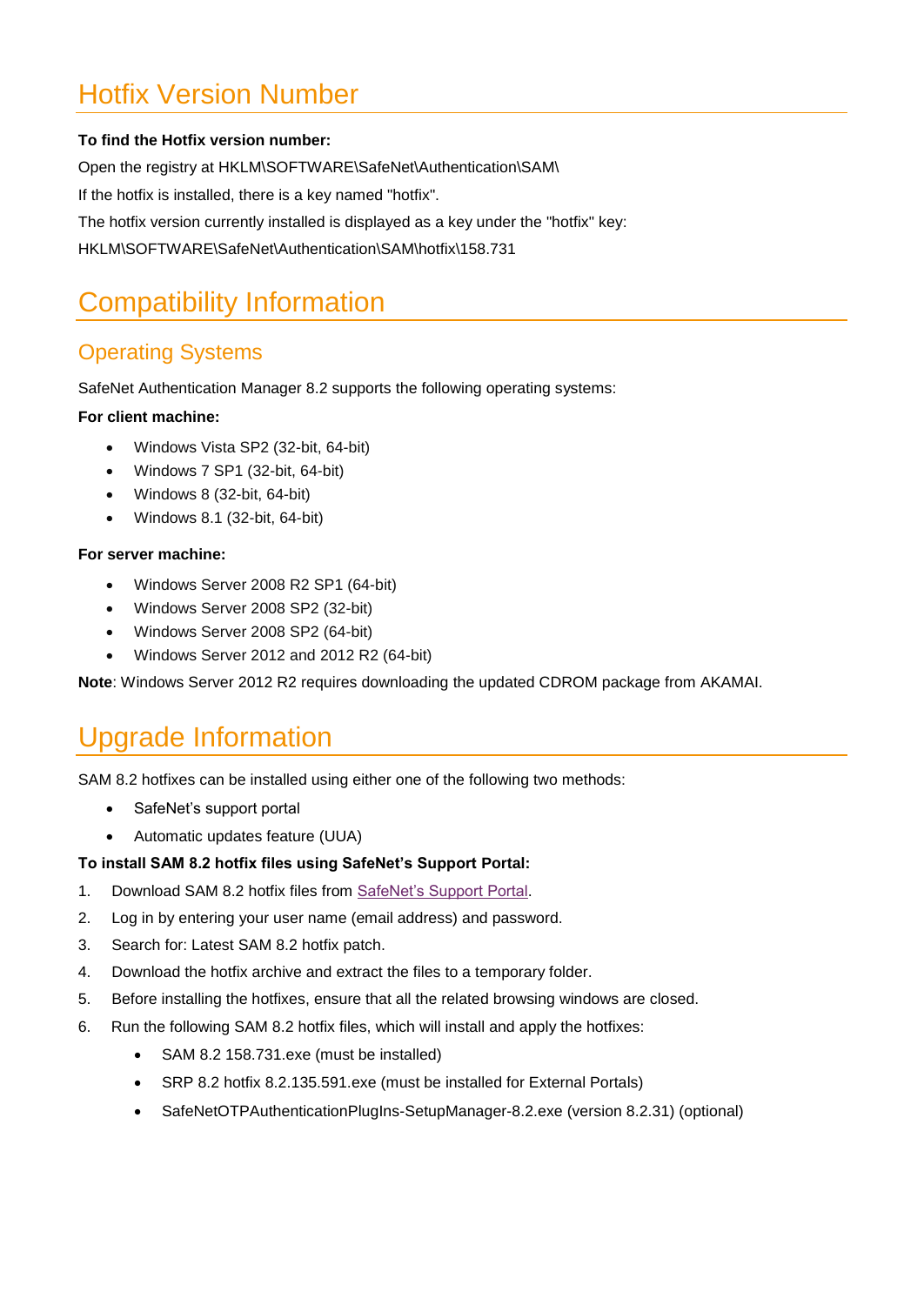# Hotfix Version Number

**To find the Hotfix version number:**

Open the registry at HKLM\SOFTWARE\SafeNet\Authentication\SAM\

If the hotfix is installed, there is a key named "hotfix".

The hotfix version currently installed is displayed as a key under the "hotfix" key:

HKLM\SOFTWARE\SafeNet\Authentication\SAM\hotfix\158.731

# Compatibility Information

## Operating Systems

SafeNet Authentication Manager 8.2 supports the following operating systems:

**For client machine:**

- Windows Vista SP2 (32-bit, 64-bit)
- Windows 7 SP1 (32-bit, 64-bit)
- Windows 8 (32-bit, 64-bit)
- Windows 8.1 (32-bit, 64-bit)

**For server machine:**

- Windows Server 2008 R2 SP1 (64-bit)
- Windows Server 2008 SP2 (32-bit)
- Windows Server 2008 SP2 (64-bit)
- Windows Server 2012 and 2012 R2 (64-bit)

**Note**: Windows Server 2012 R2 requires downloading the updated CDROM package from AKAMAI.

# Upgrade Information

SAM 8.2 hotfixes can be installed using either one of the following two methods:

- SafeNet's support portal
- Automatic updates feature (UUA)

**To install SAM 8.2 hotfix files using SafeNet's Support Portal:**

1. Download SAM 8.2 hotfix files from SafeNet's Support Portal.
2. Log in by entering your user name (email address) and password.
3. Search for: Latest SAM 8.2 hotfix patch.
4. Download the hotfix archive and extract the files to a temporary folder.
5. Before installing the hotfixes, ensure that all the related browsing windows are closed.
6. Run the following SAM 8.2 hotfix files, which will install and apply the hotfixes:
    - SAM 8.2 158.731.exe (must be installed)
    - SRP 8.2 hotfix 8.2.135.591.exe (must be installed for External Portals)
    - SafeNetOTPAuthenticationPlugIns-SetupManager-8.2.exe (version 8.2.31) (optional)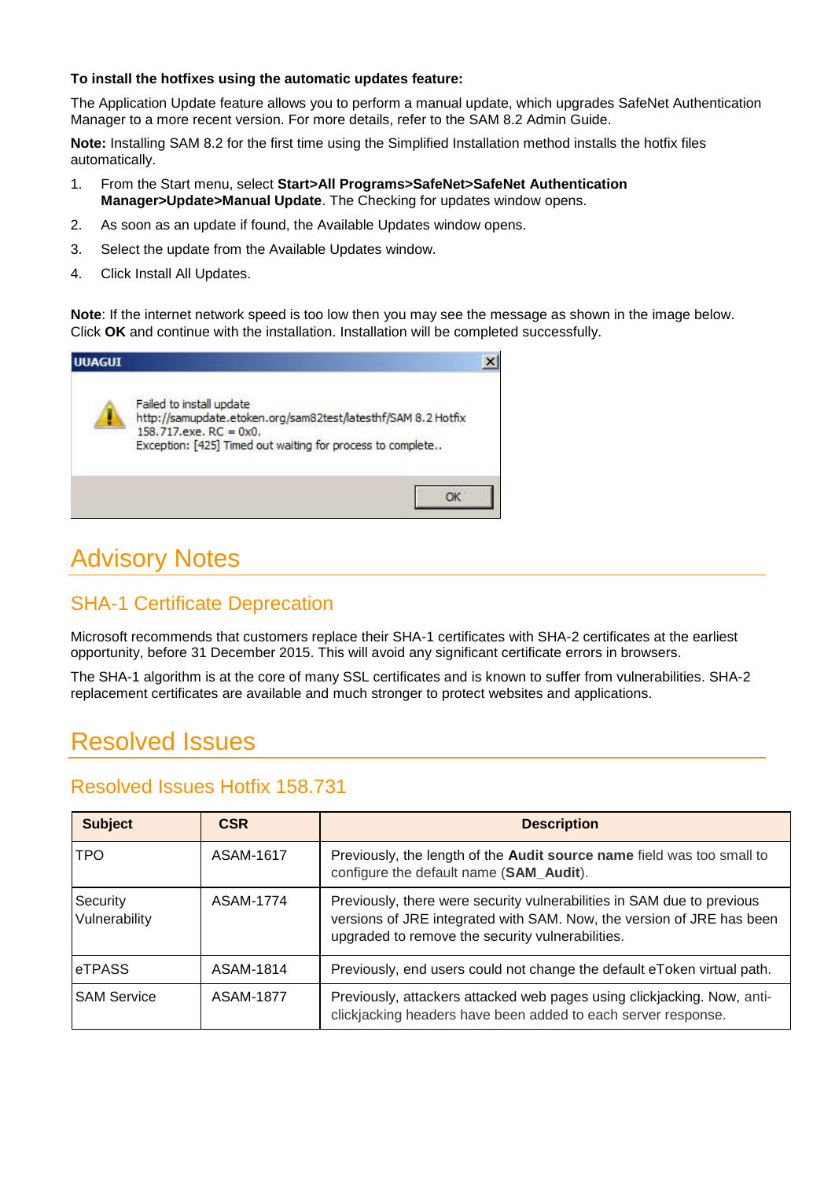**To install the hotfixes using the automatic updates feature:**

The Application Update feature allows you to perform a manual update, which upgrades SafeNet Authentication Manager to a more recent version. For more details, refer to the SAM 8.2 Admin Guide.

**Note:** Installing SAM 8.2 for the first time using the Simplified Installation method installs the hotfix files automatically.

1. From the Start menu, select **Start>All Programs>SafeNet>SafeNet Authentication Manager>Update>Manual Update**. The Checking for updates window opens.
2. As soon as an update if found, the Available Updates window opens.
3. Select the update from the Available Updates window.
4. Click Install All Updates.

**Note**: If the internet network speed is too low then you may see the message as shown in the image below. Click **OK** and continue with the installation. Installation will be completed successfully.

UUAGUI

Failed to install update http://samupdate.etoken.org/sam82test/latesthf/SAM 8.2 Hotfix 158.717.exe. RC = 0x0.
Exception: [425] Timed out waiting for process to complete..

OK

# Advisory Notes

## SHA-1 Certificate Deprecation

Microsoft recommends that customers replace their SHA-1 certificates with SHA-2 certificates at the earliest opportunity, before 31 December 2015. This will avoid any significant certificate errors in browsers.

The SHA-1 algorithm is at the core of many SSL certificates and is known to suffer from vulnerabilities. SHA-2 replacement certificates are available and much stronger to protect websites and applications.

# Resolved Issues

## Resolved Issues Hotfix 158.731

| Subject | CSR | Description |
|---|---|---|
| TPO | ASAM-1617 | Previously, the length of the **Audit source name** field was too small to configure the default name (**SAM_Audit**). |
| Security Vulnerability | ASAM-1774 | Previously, there were security vulnerabilities in SAM due to previous versions of JRE integrated with SAM. Now, the version of JRE has been upgraded to remove the security vulnerabilities. |
| eTPASS | ASAM-1814 | Previously, end users could not change the default eToken virtual path. |
| SAM Service | ASAM-1877 | Previously, attackers attacked web pages using clickjacking. Now, anti-clickjacking headers have been added to each server response. |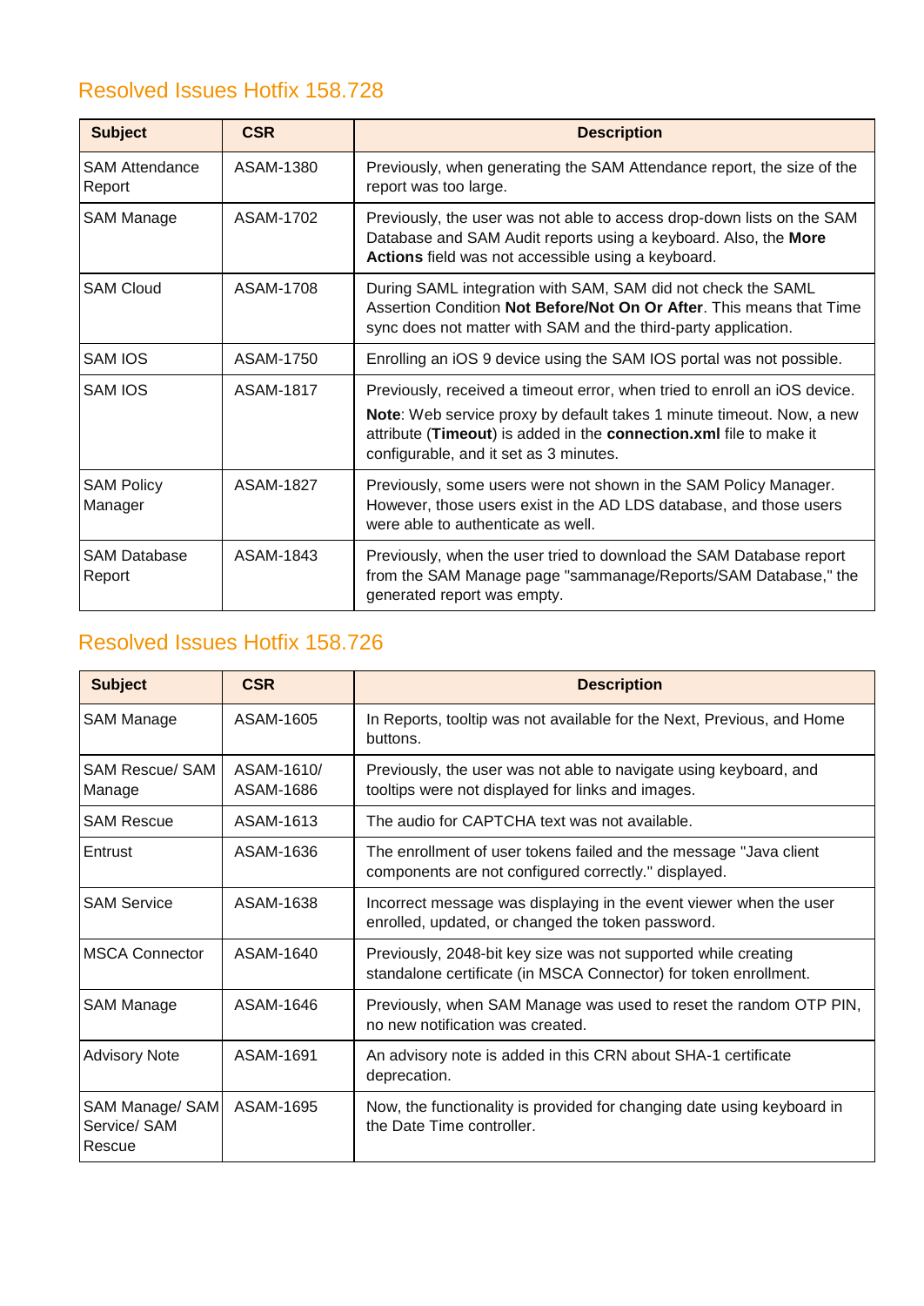## Resolved Issues Hotfix 158.728

| Subject | CSR | Description |
|---|---|---|
| SAM Attendance Report | ASAM-1380 | Previously, when generating the SAM Attendance report, the size of the report was too large. |
| SAM Manage | ASAM-1702 | Previously, the user was not able to access drop-down lists on the SAM Database and SAM Audit reports using a keyboard. Also, the **More Actions** field was not accessible using a keyboard. |
| SAM Cloud | ASAM-1708 | During SAML integration with SAM, SAM did not check the SAML Assertion Condition **Not Before/Not On Or After**. This means that Time sync does not matter with SAM and the third-party application. |
| SAM IOS | ASAM-1750 | Enrolling an iOS 9 device using the SAM IOS portal was not possible. |
| SAM IOS | ASAM-1817 | Previously, received a timeout error, when tried to enroll an iOS device. **Note**: Web service proxy by default takes 1 minute timeout. Now, a new attribute (**Timeout**) is added in the **connection.xml** file to make it configurable, and it set as 3 minutes. |
| SAM Policy Manager | ASAM-1827 | Previously, some users were not shown in the SAM Policy Manager. However, those users exist in the AD LDS database, and those users were able to authenticate as well. |
| SAM Database Report | ASAM-1843 | Previously, when the user tried to download the SAM Database report from the SAM Manage page "sammanage/Reports/SAM Database," the generated report was empty. |

## Resolved Issues Hotfix 158.726

| Subject | CSR | Description |
|---|---|---|
| SAM Manage | ASAM-1605 | In Reports, tooltip was not available for the Next, Previous, and Home buttons. |
| SAM Rescue/ SAM Manage | ASAM-1610/ ASAM-1686 | Previously, the user was not able to navigate using keyboard, and tooltips were not displayed for links and images. |
| SAM Rescue | ASAM-1613 | The audio for CAPTCHA text was not available. |
| Entrust | ASAM-1636 | The enrollment of user tokens failed and the message "Java client components are not configured correctly." displayed. |
| SAM Service | ASAM-1638 | Incorrect message was displaying in the event viewer when the user enrolled, updated, or changed the token password. |
| MSCA Connector | ASAM-1640 | Previously, 2048-bit key size was not supported while creating standalone certificate (in MSCA Connector) for token enrollment. |
| SAM Manage | ASAM-1646 | Previously, when SAM Manage was used to reset the random OTP PIN, no new notification was created. |
| Advisory Note | ASAM-1691 | An advisory note is added in this CRN about SHA-1 certificate deprecation. |
| SAM Manage/ SAM Service/ SAM Rescue | ASAM-1695 | Now, the functionality is provided for changing date using keyboard in the Date Time controller. |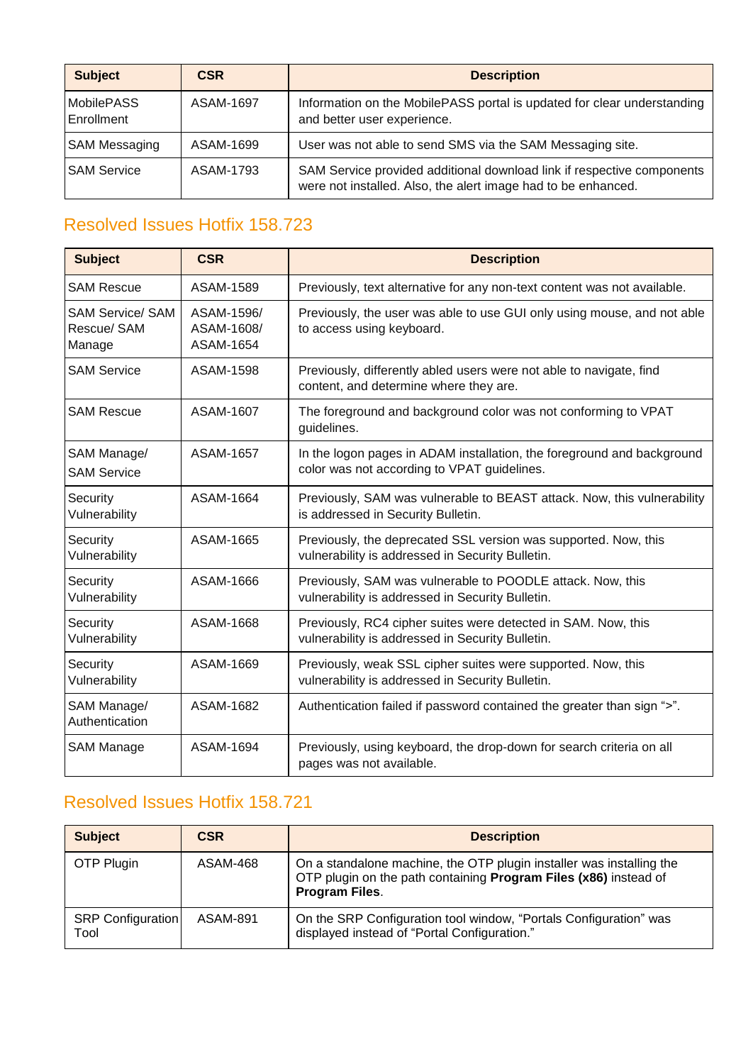| Subject | CSR | Description |
|---|---|---|
| MobilePASS Enrollment | ASAM-1697 | Information on the MobilePASS portal is updated for clear understanding and better user experience. |
| SAM Messaging | ASAM-1699 | User was not able to send SMS via the SAM Messaging site. |
| SAM Service | ASAM-1793 | SAM Service provided additional download link if respective components were not installed. Also, the alert image had to be enhanced. |

## Resolved Issues Hotfix 158.723

| Subject | CSR | Description |
|---|---|---|
| SAM Rescue | ASAM-1589 | Previously, text alternative for any non-text content was not available. |
| SAM Service/ SAM Rescue/ SAM Manage | ASAM-1596/ ASAM-1608/ ASAM-1654 | Previously, the user was able to use GUI only using mouse, and not able to access using keyboard. |
| SAM Service | ASAM-1598 | Previously, differently abled users were not able to navigate, find content, and determine where they are. |
| SAM Rescue | ASAM-1607 | The foreground and background color was not conforming to VPAT guidelines. |
| SAM Manage/ SAM Service | ASAM-1657 | In the logon pages in ADAM installation, the foreground and background color was not according to VPAT guidelines. |
| Security Vulnerability | ASAM-1664 | Previously, SAM was vulnerable to BEAST attack. Now, this vulnerability is addressed in Security Bulletin. |
| Security Vulnerability | ASAM-1665 | Previously, the deprecated SSL version was supported. Now, this vulnerability is addressed in Security Bulletin. |
| Security Vulnerability | ASAM-1666 | Previously, SAM was vulnerable to POODLE attack. Now, this vulnerability is addressed in Security Bulletin. |
| Security Vulnerability | ASAM-1668 | Previously, RC4 cipher suites were detected in SAM. Now, this vulnerability is addressed in Security Bulletin. |
| Security Vulnerability | ASAM-1669 | Previously, weak SSL cipher suites were supported. Now, this vulnerability is addressed in Security Bulletin. |
| SAM Manage/ Authentication | ASAM-1682 | Authentication failed if password contained the greater than sign “>”. |
| SAM Manage | ASAM-1694 | Previously, using keyboard, the drop-down for search criteria on all pages was not available. |

## Resolved Issues Hotfix 158.721

| Subject | CSR | Description |
|---|---|---|
| OTP Plugin | ASAM-468 | On a standalone machine, the OTP plugin installer was installing the OTP plugin on the path containing **Program Files (x86)** instead of **Program Files**. |
| SRP Configuration Tool | ASAM-891 | On the SRP Configuration tool window, “Portals Configuration” was displayed instead of “Portal Configuration.” |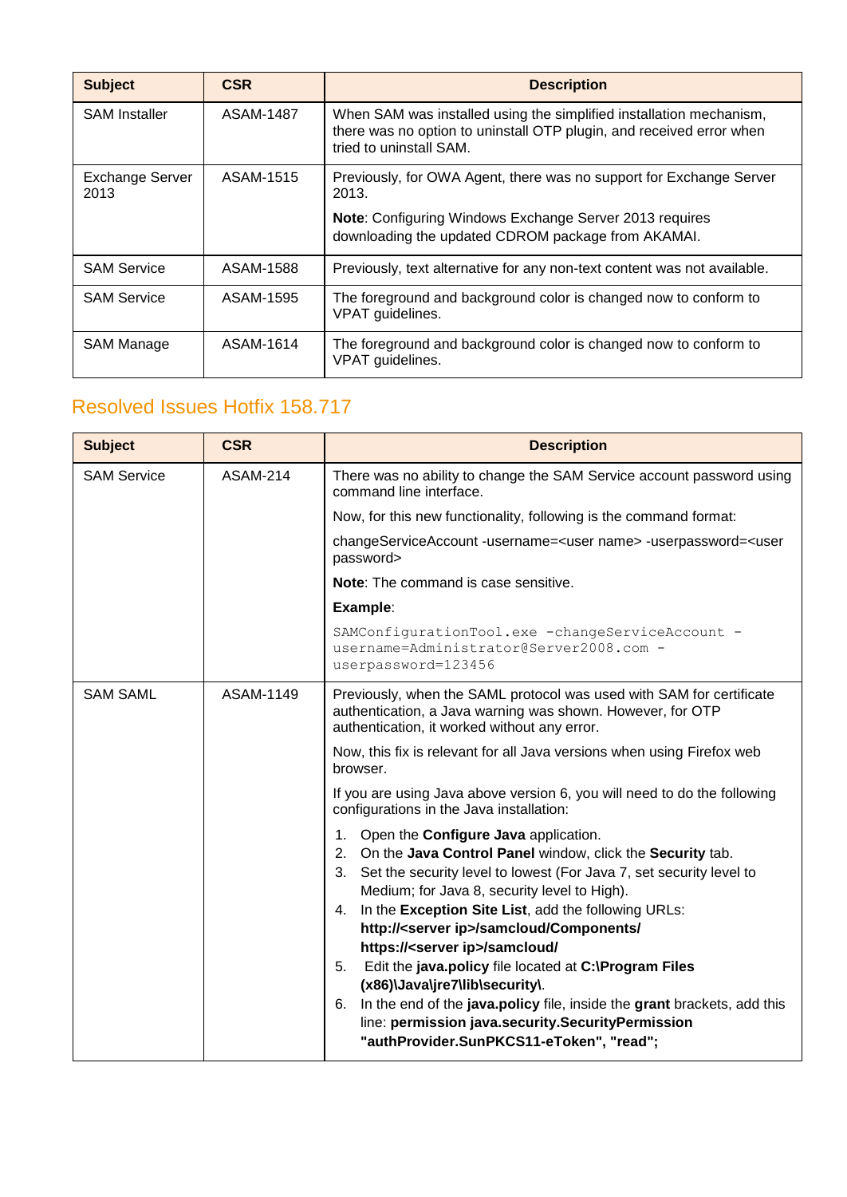| Subject | CSR | Description |
|---|---|---|
| SAM Installer | ASAM-1487 | When SAM was installed using the simplified installation mechanism, there was no option to uninstall OTP plugin, and received error when tried to uninstall SAM. |
| Exchange Server 2013 | ASAM-1515 | Previously, for OWA Agent, there was no support for Exchange Server 2013.<br><br>**Note**: Configuring Windows Exchange Server 2013 requires downloading the updated CDROM package from AKAMAI. |
| SAM Service | ASAM-1588 | Previously, text alternative for any non-text content was not available. |
| SAM Service | ASAM-1595 | The foreground and background color is changed now to conform to VPAT guidelines. |
| SAM Manage | ASAM-1614 | The foreground and background color is changed now to conform to VPAT guidelines. |

## Resolved Issues Hotfix 158.717

| Subject | CSR | Description |
|---|---|---|
| SAM Service | ASAM-214 | There was no ability to change the SAM Service account password using command line interface.<br><br>Now, for this new functionality, following is the command format:<br><br>changeServiceAccount -username=<user name> -userpassword=<user password><br><br>**Note**: The command is case sensitive.<br><br>**Example**:<br><br>`SAMConfigurationTool.exe -changeServiceAccount -username=Administrator@Server2008.com -userpassword=123456` |
| SAM SAML | ASAM-1149 | Previously, when the SAML protocol was used with SAM for certificate authentication, a Java warning was shown. However, for OTP authentication, it worked without any error.<br><br>Now, this fix is relevant for all Java versions when using Firefox web browser.<br><br>If you are using Java above version 6, you will need to do the following configurations in the Java installation:<br><br>1. Open the **Configure Java** application.<br>2. On the **Java Control Panel** window, click the **Security** tab.<br>3. Set the security level to lowest (For Java 7, set security level to Medium; for Java 8, security level to High).<br>4. In the **Exception Site List**, add the following URLs: **http://<server ip>/samcloud/Components/** **https://<server ip>/samcloud/**<br>5. Edit the **java.policy** file located at **C:\Program Files (x86)\Java\jre7\lib\security\**.<br>6. In the end of the **java.policy** file, inside the **grant** brackets, add this line: **permission java.security.SecurityPermission "authProvider.SunPKCS11-eToken", "read";** |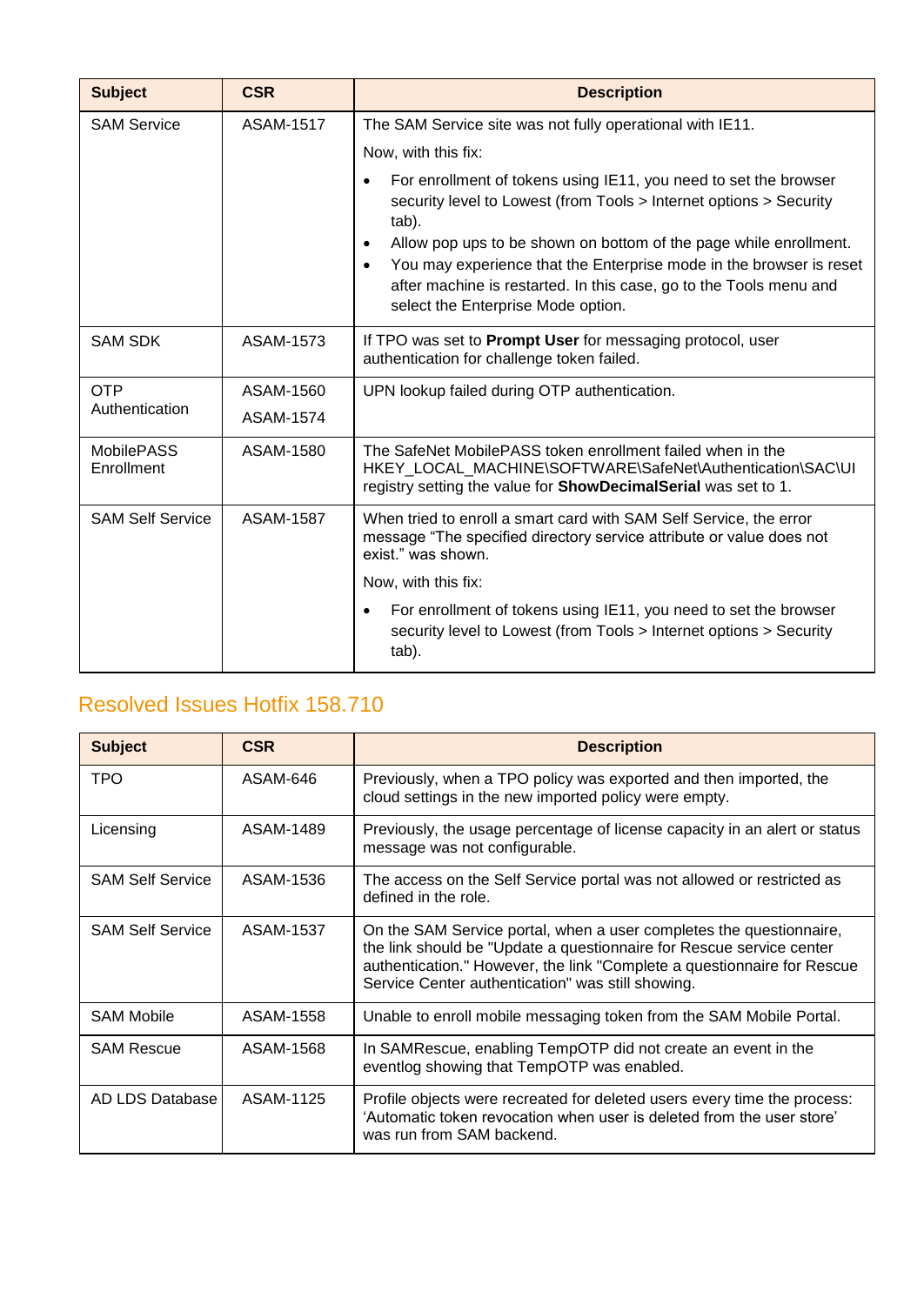| Subject | CSR | Description |
| --- | --- | --- |
| SAM Service | ASAM-1517 | The SAM Service site was not fully operational with IE11.<br>Now, with this fix:<br>• For enrollment of tokens using IE11, you need to set the browser security level to Lowest (from Tools > Internet options > Security tab).<br>• Allow pop ups to be shown on bottom of the page while enrollment.<br>• You may experience that the Enterprise mode in the browser is reset after machine is restarted. In this case, go to the Tools menu and select the Enterprise Mode option. |
| SAM SDK | ASAM-1573 | If TPO was set to **Prompt User** for messaging protocol, user authentication for challenge token failed. |
| OTP Authentication | ASAM-1560<br>ASAM-1574 | UPN lookup failed during OTP authentication. |
| MobilePASS Enrollment | ASAM-1580 | The SafeNet MobilePASS token enrollment failed when in the HKEY_LOCAL_MACHINE\SOFTWARE\SafeNet\Authentication\SAC\UI registry setting the value for **ShowDecimalSerial** was set to 1. |
| SAM Self Service | ASAM-1587 | When tried to enroll a smart card with SAM Self Service, the error message "The specified directory service attribute or value does not exist." was shown.<br>Now, with this fix:<br>• For enrollment of tokens using IE11, you need to set the browser security level to Lowest (from Tools > Internet options > Security tab). |

## Resolved Issues Hotfix 158.710

| Subject | CSR | Description |
| --- | --- | --- |
| TPO | ASAM-646 | Previously, when a TPO policy was exported and then imported, the cloud settings in the new imported policy were empty. |
| Licensing | ASAM-1489 | Previously, the usage percentage of license capacity in an alert or status message was not configurable. |
| SAM Self Service | ASAM-1536 | The access on the Self Service portal was not allowed or restricted as defined in the role. |
| SAM Self Service | ASAM-1537 | On the SAM Service portal, when a user completes the questionnaire, the link should be "Update a questionnaire for Rescue service center authentication." However, the link "Complete a questionnaire for Rescue Service Center authentication" was still showing. |
| SAM Mobile | ASAM-1558 | Unable to enroll mobile messaging token from the SAM Mobile Portal. |
| SAM Rescue | ASAM-1568 | In SAMRescue, enabling TempOTP did not create an event in the eventlog showing that TempOTP was enabled. |
| AD LDS Database | ASAM-1125 | Profile objects were recreated for deleted users every time the process: 'Automatic token revocation when user is deleted from the user store' was run from SAM backend. |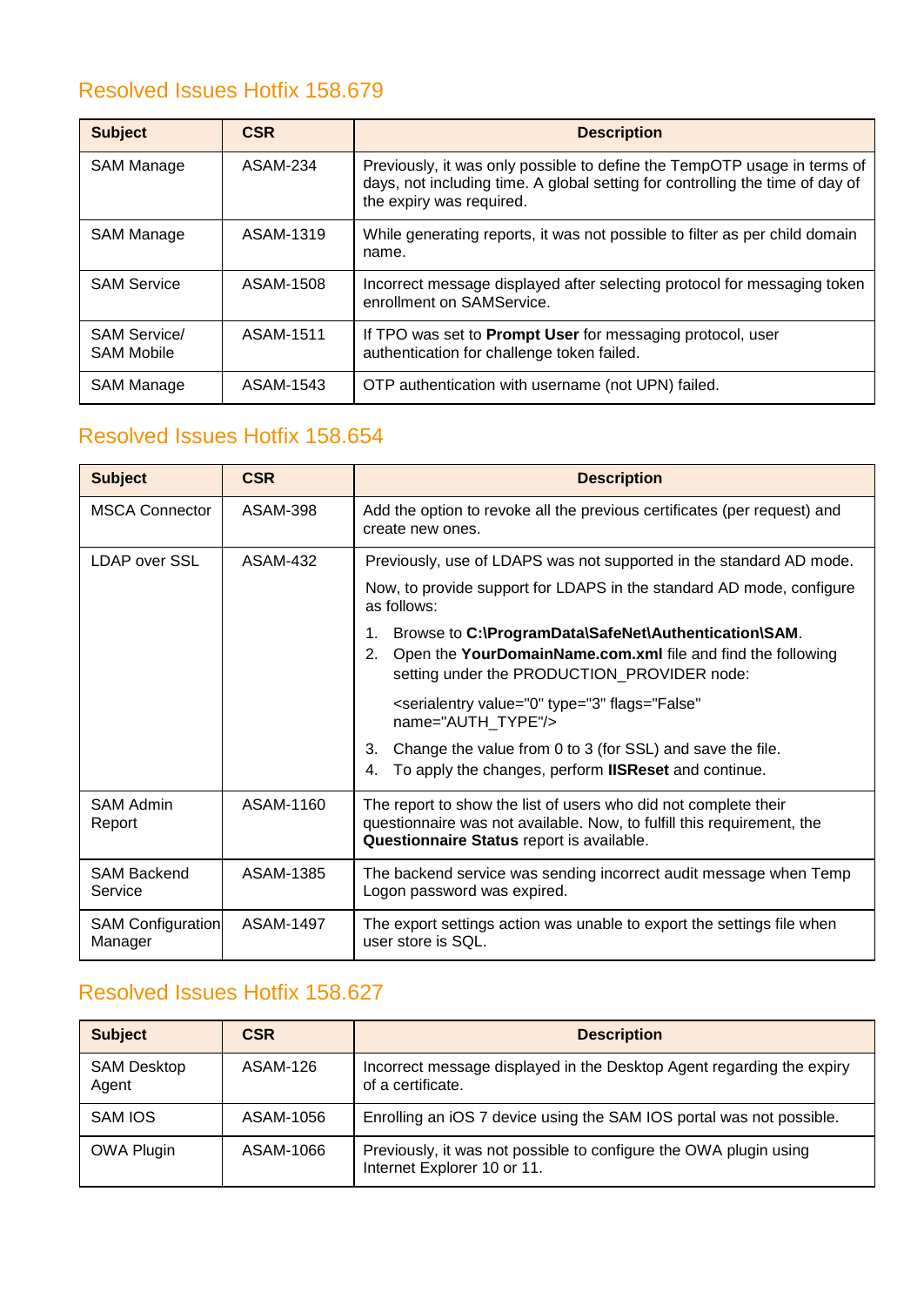## Resolved Issues Hotfix 158.679

| Subject | CSR | Description |
|---|---|---|
| SAM Manage | ASAM-234 | Previously, it was only possible to define the TempOTP usage in terms of days, not including time. A global setting for controlling the time of day of the expiry was required. |
| SAM Manage | ASAM-1319 | While generating reports, it was not possible to filter as per child domain name. |
| SAM Service | ASAM-1508 | Incorrect message displayed after selecting protocol for messaging token enrollment on SAMService. |
| SAM Service/ SAM Mobile | ASAM-1511 | If TPO was set to **Prompt User** for messaging protocol, user authentication for challenge token failed. |
| SAM Manage | ASAM-1543 | OTP authentication with username (not UPN) failed. |

## Resolved Issues Hotfix 158.654

| Subject | CSR | Description |
|---|---|---|
| MSCA Connector | ASAM-398 | Add the option to revoke all the previous certificates (per request) and create new ones. |
| LDAP over SSL | ASAM-432 | Previously, use of LDAPS was not supported in the standard AD mode.<br>Now, to provide support for LDAPS in the standard AD mode, configure as follows:<br>1. Browse to **C:\ProgramData\SafeNet\Authentication\SAM**.<br>2. Open the **YourDomainName.com.xml** file and find the following setting under the PRODUCTION_PROVIDER node:<br>&lt;serialentry value="0" type="3" flags="False" name="AUTH_TYPE"/&gt;<br>3. Change the value from 0 to 3 (for SSL) and save the file.<br>4. To apply the changes, perform **IISReset** and continue. |
| SAM Admin Report | ASAM-1160 | The report to show the list of users who did not complete their questionnaire was not available. Now, to fulfill this requirement, the **Questionnaire Status** report is available. |
| SAM Backend Service | ASAM-1385 | The backend service was sending incorrect audit message when Temp Logon password was expired. |
| SAM Configuration Manager | ASAM-1497 | The export settings action was unable to export the settings file when user store is SQL. |

## Resolved Issues Hotfix 158.627

| Subject | CSR | Description |
|---|---|---|
| SAM Desktop Agent | ASAM-126 | Incorrect message displayed in the Desktop Agent regarding the expiry of a certificate. |
| SAM IOS | ASAM-1056 | Enrolling an iOS 7 device using the SAM IOS portal was not possible. |
| OWA Plugin | ASAM-1066 | Previously, it was not possible to configure the OWA plugin using Internet Explorer 10 or 11. |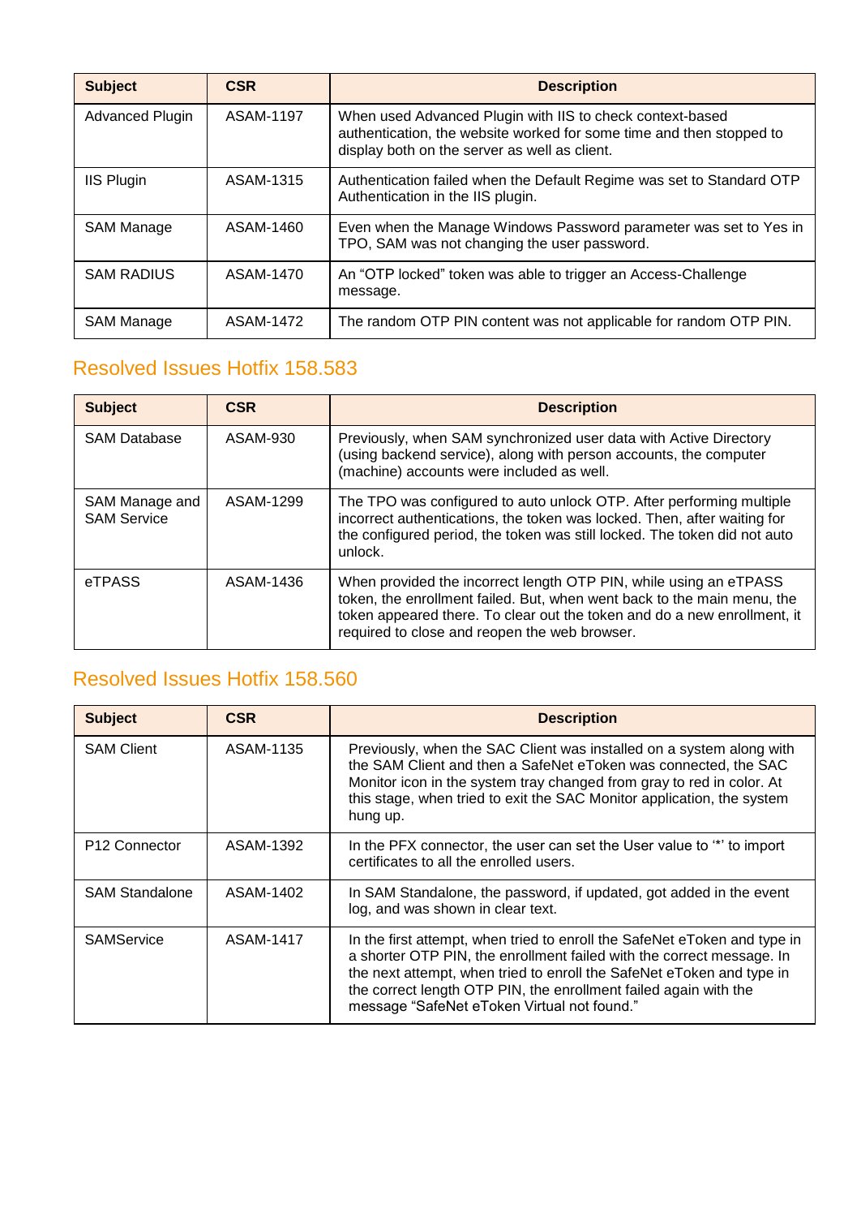| Subject | CSR | Description |
|---|---|---|
| Advanced Plugin | ASAM-1197 | When used Advanced Plugin with IIS to check context-based authentication, the website worked for some time and then stopped to display both on the server as well as client. |
| IIS Plugin | ASAM-1315 | Authentication failed when the Default Regime was set to Standard OTP Authentication in the IIS plugin. |
| SAM Manage | ASAM-1460 | Even when the Manage Windows Password parameter was set to Yes in TPO, SAM was not changing the user password. |
| SAM RADIUS | ASAM-1470 | An "OTP locked" token was able to trigger an Access-Challenge message. |
| SAM Manage | ASAM-1472 | The random OTP PIN content was not applicable for random OTP PIN. |

## Resolved Issues Hotfix 158.583

| Subject | CSR | Description |
|---|---|---|
| SAM Database | ASAM-930 | Previously, when SAM synchronized user data with Active Directory (using backend service), along with person accounts, the computer (machine) accounts were included as well. |
| SAM Manage and SAM Service | ASAM-1299 | The TPO was configured to auto unlock OTP. After performing multiple incorrect authentications, the token was locked. Then, after waiting for the configured period, the token was still locked. The token did not auto unlock. |
| eTPASS | ASAM-1436 | When provided the incorrect length OTP PIN, while using an eTPASS token, the enrollment failed. But, when went back to the main menu, the token appeared there. To clear out the token and do a new enrollment, it required to close and reopen the web browser. |

## Resolved Issues Hotfix 158.560

| Subject | CSR | Description |
|---|---|---|
| SAM Client | ASAM-1135 | Previously, when the SAC Client was installed on a system along with the SAM Client and then a SafeNet eToken was connected, the SAC Monitor icon in the system tray changed from gray to red in color. At this stage, when tried to exit the SAC Monitor application, the system hung up. |
| P12 Connector | ASAM-1392 | In the PFX connector, the user can set the User value to '*' to import certificates to all the enrolled users. |
| SAM Standalone | ASAM-1402 | In SAM Standalone, the password, if updated, got added in the event log, and was shown in clear text. |
| SAMService | ASAM-1417 | In the first attempt, when tried to enroll the SafeNet eToken and type in a shorter OTP PIN, the enrollment failed with the correct message. In the next attempt, when tried to enroll the SafeNet eToken and type in the correct length OTP PIN, the enrollment failed again with the message "SafeNet eToken Virtual not found." |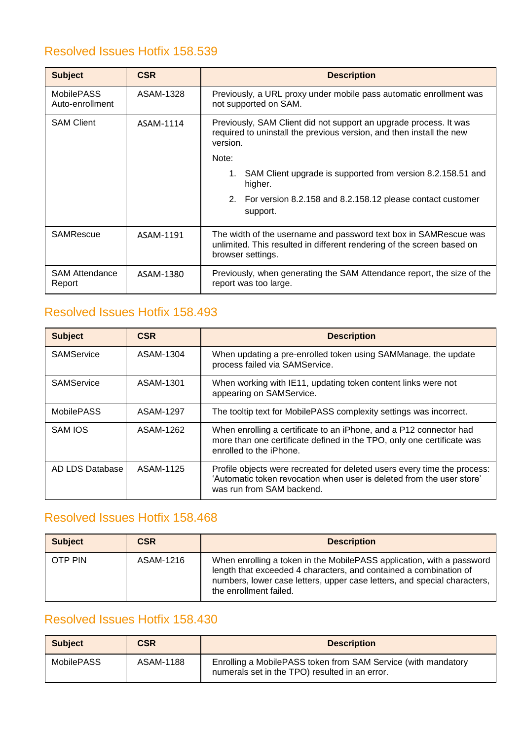## Resolved Issues Hotfix 158.539

| Subject | CSR | Description |
|---|---|---|
| MobilePASS Auto-enrollment | ASAM-1328 | Previously, a URL proxy under mobile pass automatic enrollment was not supported on SAM. |
| SAM Client | ASAM-1114 | Previously, SAM Client did not support an upgrade process. It was required to uninstall the previous version, and then install the new version.<br>Note:<br>1. SAM Client upgrade is supported from version 8.2.158.51 and higher.<br>2. For version 8.2.158 and 8.2.158.12 please contact customer support. |
| SAMRescue | ASAM-1191 | The width of the username and password text box in SAMRescue was unlimited. This resulted in different rendering of the screen based on browser settings. |
| SAM Attendance Report | ASAM-1380 | Previously, when generating the SAM Attendance report, the size of the report was too large. |

## Resolved Issues Hotfix 158.493

| Subject | CSR | Description |
|---|---|---|
| SAMService | ASAM-1304 | When updating a pre-enrolled token using SAMManage, the update process failed via SAMService. |
| SAMService | ASAM-1301 | When working with IE11, updating token content links were not appearing on SAMService. |
| MobilePASS | ASAM-1297 | The tooltip text for MobilePASS complexity settings was incorrect. |
| SAM IOS | ASAM-1262 | When enrolling a certificate to an iPhone, and a P12 connector had more than one certificate defined in the TPO, only one certificate was enrolled to the iPhone. |
| AD LDS Database | ASAM-1125 | Profile objects were recreated for deleted users every time the process: 'Automatic token revocation when user is deleted from the user store' was run from SAM backend. |

## Resolved Issues Hotfix 158.468

| Subject | CSR | Description |
|---|---|---|
| OTP PIN | ASAM-1216 | When enrolling a token in the MobilePASS application, with a password length that exceeded 4 characters, and contained a combination of numbers, lower case letters, upper case letters, and special characters, the enrollment failed. |

## Resolved Issues Hotfix 158.430

| Subject | CSR | Description |
|---|---|---|
| MobilePASS | ASAM-1188 | Enrolling a MobilePASS token from SAM Service (with mandatory numerals set in the TPO) resulted in an error. |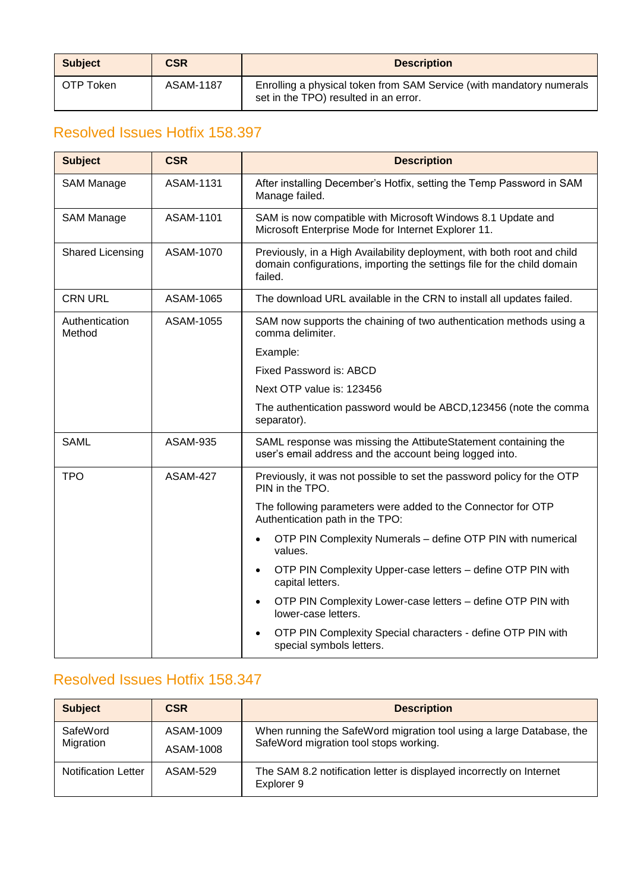| Subject | CSR | Description |
| --- | --- | --- |
| OTP Token | ASAM-1187 | Enrolling a physical token from SAM Service (with mandatory numerals set in the TPO) resulted in an error. |

## Resolved Issues Hotfix 158.397

| Subject | CSR | Description |
| --- | --- | --- |
| SAM Manage | ASAM-1131 | After installing December's Hotfix, setting the Temp Password in SAM Manage failed. |
| SAM Manage | ASAM-1101 | SAM is now compatible with Microsoft Windows 8.1 Update and Microsoft Enterprise Mode for Internet Explorer 11. |
| Shared Licensing | ASAM-1070 | Previously, in a High Availability deployment, with both root and child domain configurations, importing the settings file for the child domain failed. |
| CRN URL | ASAM-1065 | The download URL available in the CRN to install all updates failed. |
| Authentication Method | ASAM-1055 | SAM now supports the chaining of two authentication methods using a comma delimiter.<br>Example:<br>Fixed Password is: ABCD<br>Next OTP value is: 123456<br>The authentication password would be ABCD,123456 (note the comma separator). |
| SAML | ASAM-935 | SAML response was missing the AttibuteStatement containing the user's email address and the account being logged into. |
| TPO | ASAM-427 | Previously, it was not possible to set the password policy for the OTP PIN in the TPO.<br>The following parameters were added to the Connector for OTP Authentication path in the TPO:<br>• OTP PIN Complexity Numerals – define OTP PIN with numerical values.<br>• OTP PIN Complexity Upper-case letters – define OTP PIN with capital letters.<br>• OTP PIN Complexity Lower-case letters – define OTP PIN with lower-case letters.<br>• OTP PIN Complexity Special characters - define OTP PIN with special symbols letters. |

## Resolved Issues Hotfix 158.347

| Subject | CSR | Description |
| --- | --- | --- |
| SafeWord Migration | ASAM-1009<br>ASAM-1008 | When running the SafeWord migration tool using a large Database, the SafeWord migration tool stops working. |
| Notification Letter | ASAM-529 | The SAM 8.2 notification letter is displayed incorrectly on Internet Explorer 9 |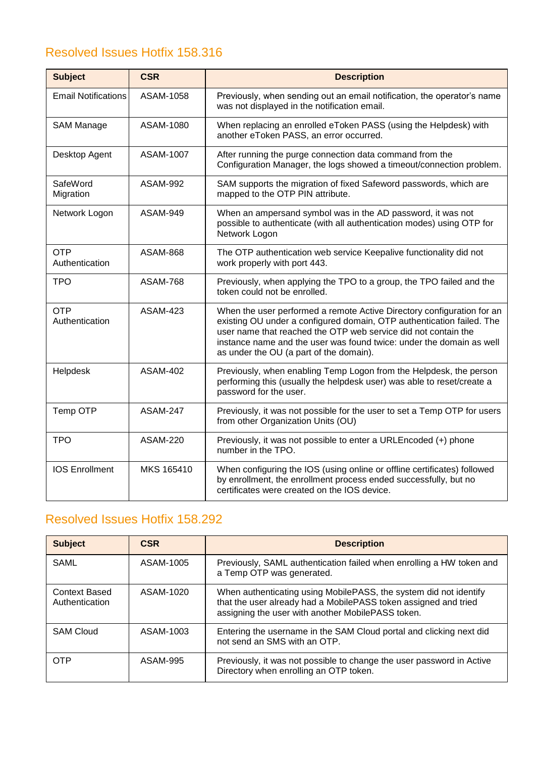## Resolved Issues Hotfix 158.316

| Subject | CSR | Description |
|---|---|---|
| Email Notifications | ASAM-1058 | Previously, when sending out an email notification, the operator's name was not displayed in the notification email. |
| SAM Manage | ASAM-1080 | When replacing an enrolled eToken PASS (using the Helpdesk) with another eToken PASS, an error occurred. |
| Desktop Agent | ASAM-1007 | After running the purge connection data command from the Configuration Manager, the logs showed a timeout/connection problem. |
| SafeWord Migration | ASAM-992 | SAM supports the migration of fixed Safeword passwords, which are mapped to the OTP PIN attribute. |
| Network Logon | ASAM-949 | When an ampersand symbol was in the AD password, it was not possible to authenticate (with all authentication modes) using OTP for Network Logon |
| OTP Authentication | ASAM-868 | The OTP authentication web service Keepalive functionality did not work properly with port 443. |
| TPO | ASAM-768 | Previously, when applying the TPO to a group, the TPO failed and the token could not be enrolled. |
| OTP Authentication | ASAM-423 | When the user performed a remote Active Directory configuration for an existing OU under a configured domain, OTP authentication failed. The user name that reached the OTP web service did not contain the instance name and the user was found twice: under the domain as well as under the OU (a part of the domain). |
| Helpdesk | ASAM-402 | Previously, when enabling Temp Logon from the Helpdesk, the person performing this (usually the helpdesk user) was able to reset/create a password for the user. |
| Temp OTP | ASAM-247 | Previously, it was not possible for the user to set a Temp OTP for users from other Organization Units (OU) |
| TPO | ASAM-220 | Previously, it was not possible to enter a URLEncoded (+) phone number in the TPO. |
| IOS Enrollment | MKS 165410 | When configuring the IOS (using online or offline certificates) followed by enrollment, the enrollment process ended successfully, but no certificates were created on the IOS device. |

## Resolved Issues Hotfix 158.292

| Subject | CSR | Description |
|---|---|---|
| SAML | ASAM-1005 | Previously, SAML authentication failed when enrolling a HW token and a Temp OTP was generated. |
| Context Based Authentication | ASAM-1020 | When authenticating using MobilePASS, the system did not identify that the user already had a MobilePASS token assigned and tried assigning the user with another MobilePASS token. |
| SAM Cloud | ASAM-1003 | Entering the username in the SAM Cloud portal and clicking next did not send an SMS with an OTP. |
| OTP | ASAM-995 | Previously, it was not possible to change the user password in Active Directory when enrolling an OTP token. |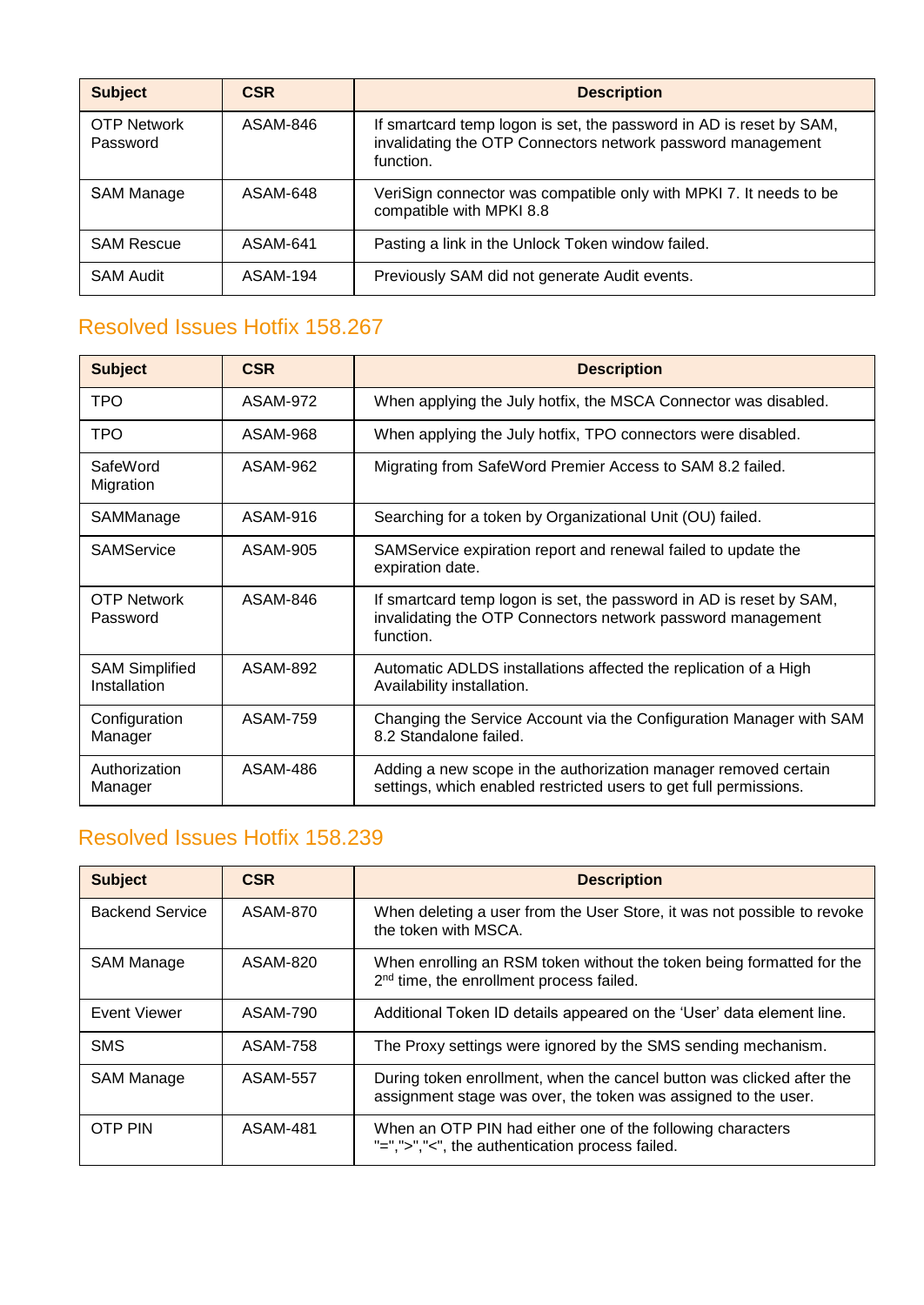| Subject | CSR | Description |
| --- | --- | --- |
| OTP Network Password | ASAM-846 | If smartcard temp logon is set, the password in AD is reset by SAM, invalidating the OTP Connectors network password management function. |
| SAM Manage | ASAM-648 | VeriSign connector was compatible only with MPKI 7. It needs to be compatible with MPKI 8.8 |
| SAM Rescue | ASAM-641 | Pasting a link in the Unlock Token window failed. |
| SAM Audit | ASAM-194 | Previously SAM did not generate Audit events. |

## Resolved Issues Hotfix 158.267

| Subject | CSR | Description |
| --- | --- | --- |
| TPO | ASAM-972 | When applying the July hotfix, the MSCA Connector was disabled. |
| TPO | ASAM-968 | When applying the July hotfix, TPO connectors were disabled. |
| SafeWord Migration | ASAM-962 | Migrating from SafeWord Premier Access to SAM 8.2 failed. |
| SAMManage | ASAM-916 | Searching for a token by Organizational Unit (OU) failed. |
| SAMService | ASAM-905 | SAMService expiration report and renewal failed to update the expiration date. |
| OTP Network Password | ASAM-846 | If smartcard temp logon is set, the password in AD is reset by SAM, invalidating the OTP Connectors network password management function. |
| SAM Simplified Installation | ASAM-892 | Automatic ADLDS installations affected the replication of a High Availability installation. |
| Configuration Manager | ASAM-759 | Changing the Service Account via the Configuration Manager with SAM 8.2 Standalone failed. |
| Authorization Manager | ASAM-486 | Adding a new scope in the authorization manager removed certain settings, which enabled restricted users to get full permissions. |

## Resolved Issues Hotfix 158.239

| Subject | CSR | Description |
| --- | --- | --- |
| Backend Service | ASAM-870 | When deleting a user from the User Store, it was not possible to revoke the token with MSCA. |
| SAM Manage | ASAM-820 | When enrolling an RSM token without the token being formatted for the 2nd time, the enrollment process failed. |
| Event Viewer | ASAM-790 | Additional Token ID details appeared on the 'User' data element line. |
| SMS | ASAM-758 | The Proxy settings were ignored by the SMS sending mechanism. |
| SAM Manage | ASAM-557 | During token enrollment, when the cancel button was clicked after the assignment stage was over, the token was assigned to the user. |
| OTP PIN | ASAM-481 | When an OTP PIN had either one of the following characters "=",">","<", the authentication process failed. |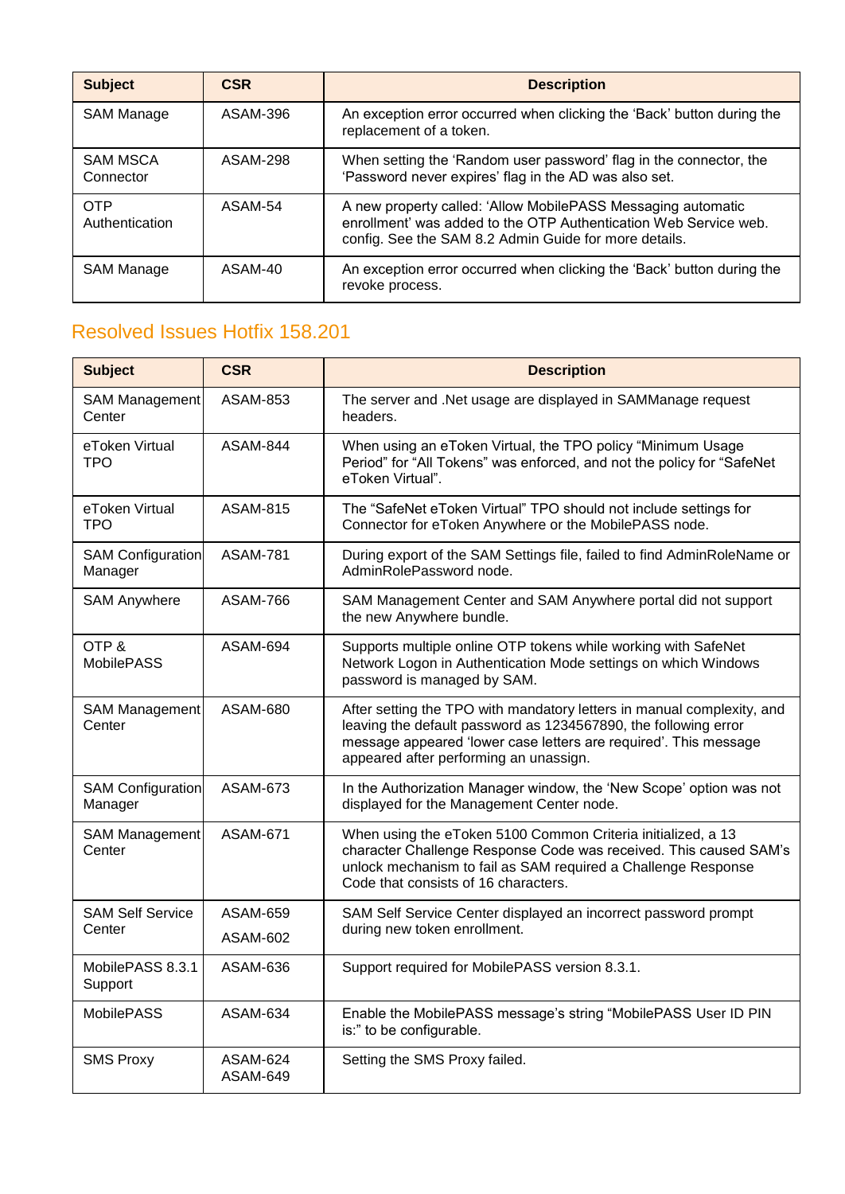| Subject | CSR | Description |
|---|---|---|
| SAM Manage | ASAM-396 | An exception error occurred when clicking the 'Back' button during the replacement of a token. |
| SAM MSCA Connector | ASAM-298 | When setting the 'Random user password' flag in the connector, the 'Password never expires' flag in the AD was also set. |
| OTP Authentication | ASAM-54 | A new property called: 'Allow MobilePASS Messaging automatic enrollment' was added to the OTP Authentication Web Service web. config. See the SAM 8.2 Admin Guide for more details. |
| SAM Manage | ASAM-40 | An exception error occurred when clicking the 'Back' button during the revoke process. |

## Resolved Issues Hotfix 158.201

| Subject | CSR | Description |
|---|---|---|
| SAM Management Center | ASAM-853 | The server and .Net usage are displayed in SAMManage request headers. |
| eToken Virtual TPO | ASAM-844 | When using an eToken Virtual, the TPO policy "Minimum Usage Period" for "All Tokens" was enforced, and not the policy for "SafeNet eToken Virtual". |
| eToken Virtual TPO | ASAM-815 | The "SafeNet eToken Virtual" TPO should not include settings for Connector for eToken Anywhere or the MobilePASS node. |
| SAM Configuration Manager | ASAM-781 | During export of the SAM Settings file, failed to find AdminRoleName or AdminRolePassword node. |
| SAM Anywhere | ASAM-766 | SAM Management Center and SAM Anywhere portal did not support the new Anywhere bundle. |
| OTP & MobilePASS | ASAM-694 | Supports multiple online OTP tokens while working with SafeNet Network Logon in Authentication Mode settings on which Windows password is managed by SAM. |
| SAM Management Center | ASAM-680 | After setting the TPO with mandatory letters in manual complexity, and leaving the default password as 1234567890, the following error message appeared 'lower case letters are required'. This message appeared after performing an unassign. |
| SAM Configuration Manager | ASAM-673 | In the Authorization Manager window, the 'New Scope' option was not displayed for the Management Center node. |
| SAM Management Center | ASAM-671 | When using the eToken 5100 Common Criteria initialized, a 13 character Challenge Response Code was received. This caused SAM's unlock mechanism to fail as SAM required a Challenge Response Code that consists of 16 characters. |
| SAM Self Service Center | ASAM-659 ASAM-602 | SAM Self Service Center displayed an incorrect password prompt during new token enrollment. |
| MobilePASS 8.3.1 Support | ASAM-636 | Support required for MobilePASS version 8.3.1. |
| MobilePASS | ASAM-634 | Enable the MobilePASS message's string "MobilePASS User ID PIN is:" to be configurable. |
| SMS Proxy | ASAM-624 ASAM-649 | Setting the SMS Proxy failed. |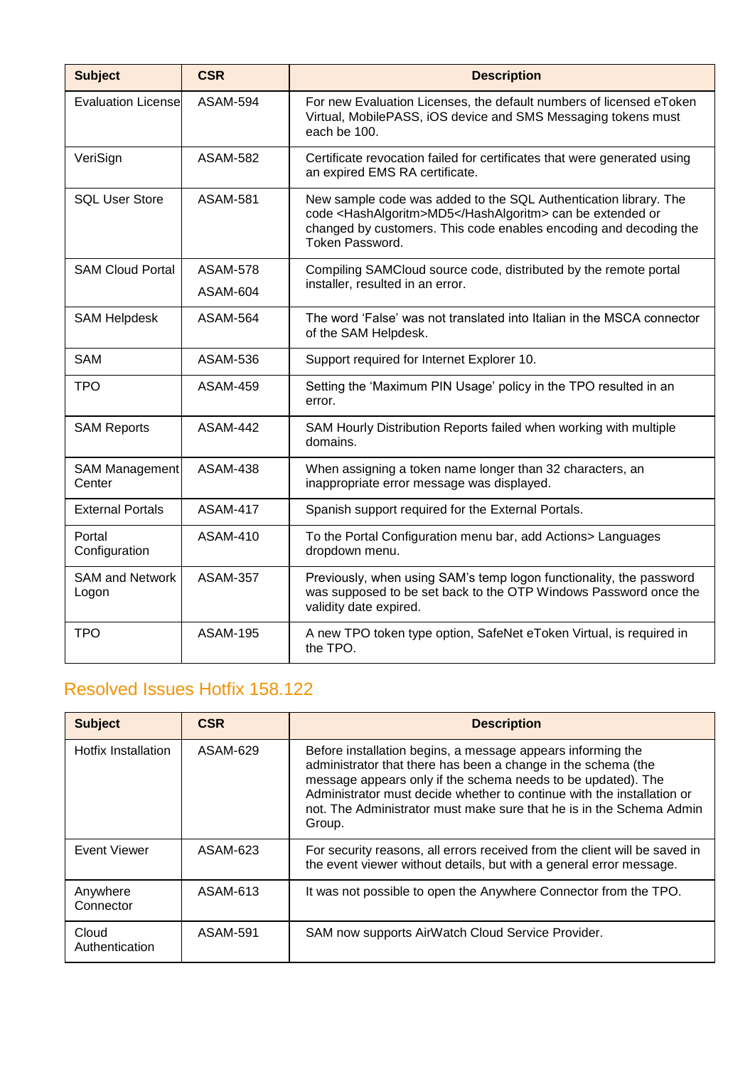| Subject | CSR | Description |
| --- | --- | --- |
| Evaluation License | ASAM-594 | For new Evaluation Licenses, the default numbers of licensed eToken Virtual, MobilePASS, iOS device and SMS Messaging tokens must each be 100. |
| VeriSign | ASAM-582 | Certificate revocation failed for certificates that were generated using an expired EMS RA certificate. |
| SQL User Store | ASAM-581 | New sample code was added to the SQL Authentication library. The code <HashAlgoritm>MD5</HashAlgoritm> can be extended or changed by customers. This code enables encoding and decoding the Token Password. |
| SAM Cloud Portal | ASAM-578<br>ASAM-604 | Compiling SAMCloud source code, distributed by the remote portal installer, resulted in an error. |
| SAM Helpdesk | ASAM-564 | The word 'False' was not translated into Italian in the MSCA connector of the SAM Helpdesk. |
| SAM | ASAM-536 | Support required for Internet Explorer 10. |
| TPO | ASAM-459 | Setting the 'Maximum PIN Usage' policy in the TPO resulted in an error. |
| SAM Reports | ASAM-442 | SAM Hourly Distribution Reports failed when working with multiple domains. |
| SAM Management Center | ASAM-438 | When assigning a token name longer than 32 characters, an inappropriate error message was displayed. |
| External Portals | ASAM-417 | Spanish support required for the External Portals. |
| Portal Configuration | ASAM-410 | To the Portal Configuration menu bar, add Actions> Languages dropdown menu. |
| SAM and Network Logon | ASAM-357 | Previously, when using SAM's temp logon functionality, the password was supposed to be set back to the OTP Windows Password once the validity date expired. |
| TPO | ASAM-195 | A new TPO token type option, SafeNet eToken Virtual, is required in the TPO. |

## Resolved Issues Hotfix 158.122

| Subject | CSR | Description |
| --- | --- | --- |
| Hotfix Installation | ASAM-629 | Before installation begins, a message appears informing the administrator that there has been a change in the schema (the message appears only if the schema needs to be updated). The Administrator must decide whether to continue with the installation or not. The Administrator must make sure that he is in the Schema Admin Group. |
| Event Viewer | ASAM-623 | For security reasons, all errors received from the client will be saved in the event viewer without details, but with a general error message. |
| Anywhere Connector | ASAM-613 | It was not possible to open the Anywhere Connector from the TPO. |
| Cloud Authentication | ASAM-591 | SAM now supports AirWatch Cloud Service Provider. |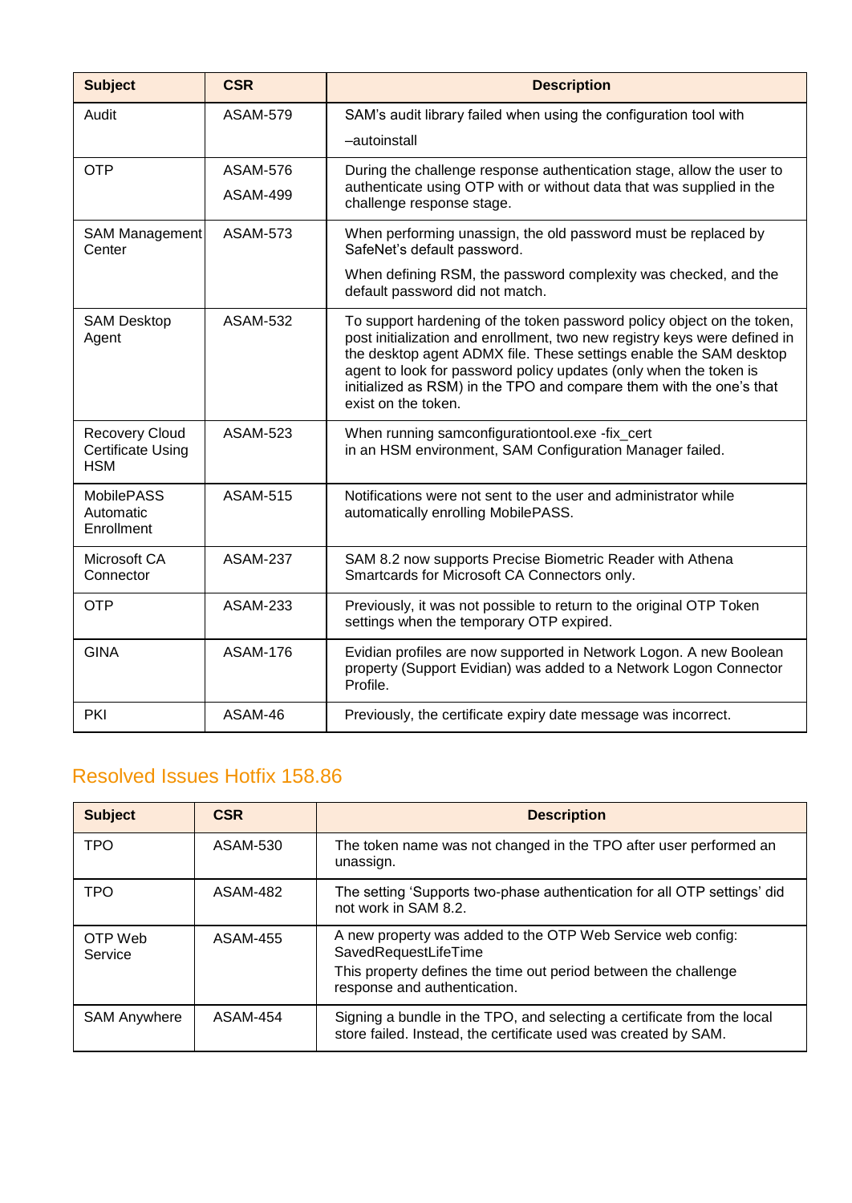| Subject | CSR | Description |
|---|---|---|
| Audit | ASAM-579 | SAM's audit library failed when using the configuration tool with –autoinstall |
| OTP | ASAM-576 ASAM-499 | During the challenge response authentication stage, allow the user to authenticate using OTP with or without data that was supplied in the challenge response stage. |
| SAM Management Center | ASAM-573 | When performing unassign, the old password must be replaced by SafeNet's default password. When defining RSM, the password complexity was checked, and the default password did not match. |
| SAM Desktop Agent | ASAM-532 | To support hardening of the token password policy object on the token, post initialization and enrollment, two new registry keys were defined in the desktop agent ADMX file. These settings enable the SAM desktop agent to look for password policy updates (only when the token is initialized as RSM) in the TPO and compare them with the one's that exist on the token. |
| Recovery Cloud Certificate Using HSM | ASAM-523 | When running samconfigurationtool.exe -fix_cert in an HSM environment, SAM Configuration Manager failed. |
| MobilePASS Automatic Enrollment | ASAM-515 | Notifications were not sent to the user and administrator while automatically enrolling MobilePASS. |
| Microsoft CA Connector | ASAM-237 | SAM 8.2 now supports Precise Biometric Reader with Athena Smartcards for Microsoft CA Connectors only. |
| OTP | ASAM-233 | Previously, it was not possible to return to the original OTP Token settings when the temporary OTP expired. |
| GINA | ASAM-176 | Evidian profiles are now supported in Network Logon. A new Boolean property (Support Evidian) was added to a Network Logon Connector Profile. |
| PKI | ASAM-46 | Previously, the certificate expiry date message was incorrect. |

## Resolved Issues Hotfix 158.86

| Subject | CSR | Description |
|---|---|---|
| TPO | ASAM-530 | The token name was not changed in the TPO after user performed an unassign. |
| TPO | ASAM-482 | The setting 'Supports two-phase authentication for all OTP settings' did not work in SAM 8.2. |
| OTP Web Service | ASAM-455 | A new property was added to the OTP Web Service web config: SavedRequestLifeTime This property defines the time out period between the challenge response and authentication. |
| SAM Anywhere | ASAM-454 | Signing a bundle in the TPO, and selecting a certificate from the local store failed. Instead, the certificate used was created by SAM. |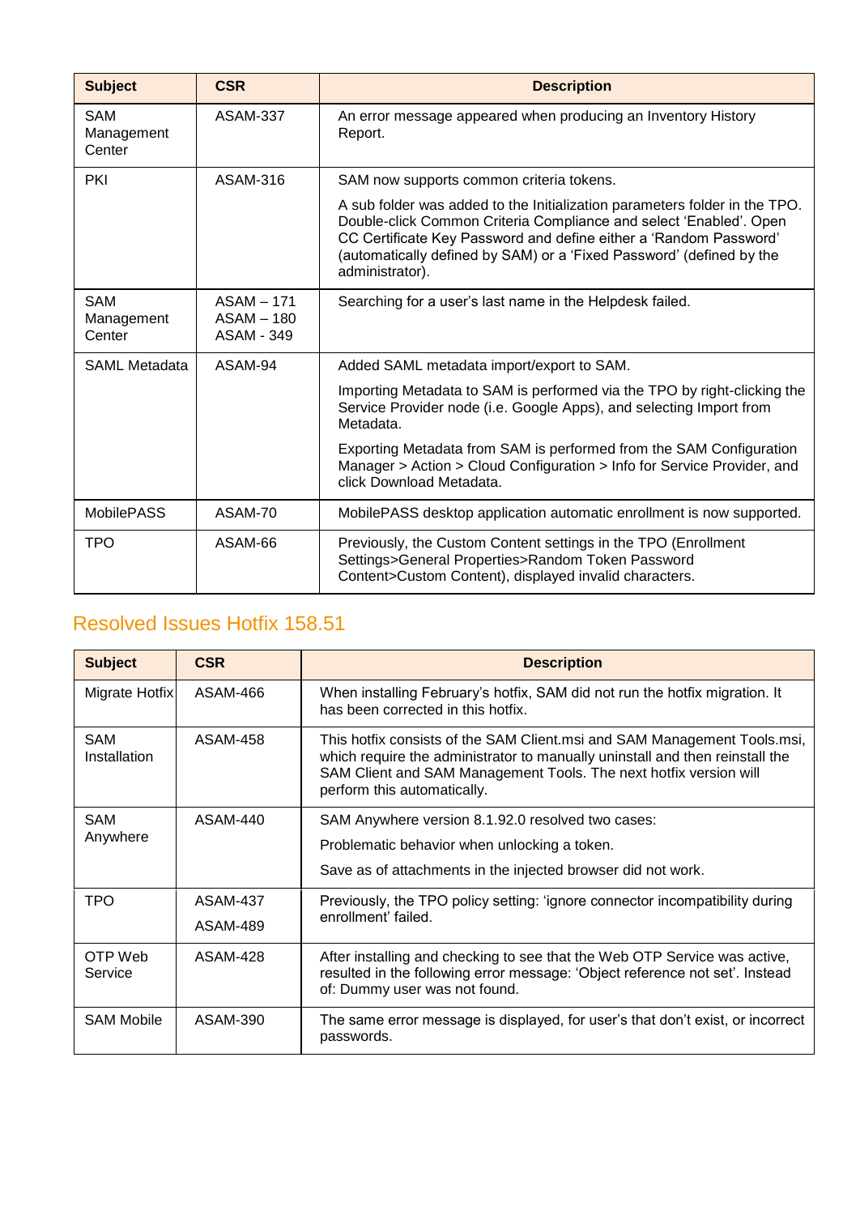| Subject | CSR | Description |
| --- | --- | --- |
| SAM Management Center | ASAM-337 | An error message appeared when producing an Inventory History Report. |
| PKI | ASAM-316 | SAM now supports common criteria tokens.<br><br>A sub folder was added to the Initialization parameters folder in the TPO. Double-click Common Criteria Compliance and select 'Enabled'. Open CC Certificate Key Password and define either a 'Random Password' (automatically defined by SAM) or a 'Fixed Password' (defined by the administrator). |
| SAM Management Center | ASAM – 171<br>ASAM – 180<br>ASAM - 349 | Searching for a user's last name in the Helpdesk failed. |
| SAML Metadata | ASAM-94 | Added SAML metadata import/export to SAM.<br><br>Importing Metadata to SAM is performed via the TPO by right-clicking the Service Provider node (i.e. Google Apps), and selecting Import from Metadata.<br><br>Exporting Metadata from SAM is performed from the SAM Configuration Manager > Action > Cloud Configuration > Info for Service Provider, and click Download Metadata. |
| MobilePASS | ASAM-70 | MobilePASS desktop application automatic enrollment is now supported. |
| TPO | ASAM-66 | Previously, the Custom Content settings in the TPO (Enrollment Settings>General Properties>Random Token Password Content>Custom Content), displayed invalid characters. |

## Resolved Issues Hotfix 158.51

| Subject | CSR | Description |
| --- | --- | --- |
| Migrate Hotfix | ASAM-466 | When installing February's hotfix, SAM did not run the hotfix migration. It has been corrected in this hotfix. |
| SAM Installation | ASAM-458 | This hotfix consists of the SAM Client.msi and SAM Management Tools.msi, which require the administrator to manually uninstall and then reinstall the SAM Client and SAM Management Tools. The next hotfix version will perform this automatically. |
| SAM Anywhere | ASAM-440 | SAM Anywhere version 8.1.92.0 resolved two cases:<br><br>Problematic behavior when unlocking a token.<br><br>Save as of attachments in the injected browser did not work. |
| TPO | ASAM-437<br><br>ASAM-489 | Previously, the TPO policy setting: 'ignore connector incompatibility during enrollment' failed. |
| OTP Web Service | ASAM-428 | After installing and checking to see that the Web OTP Service was active, resulted in the following error message: 'Object reference not set'. Instead of: Dummy user was not found. |
| SAM Mobile | ASAM-390 | The same error message is displayed, for user's that don't exist, or incorrect passwords. |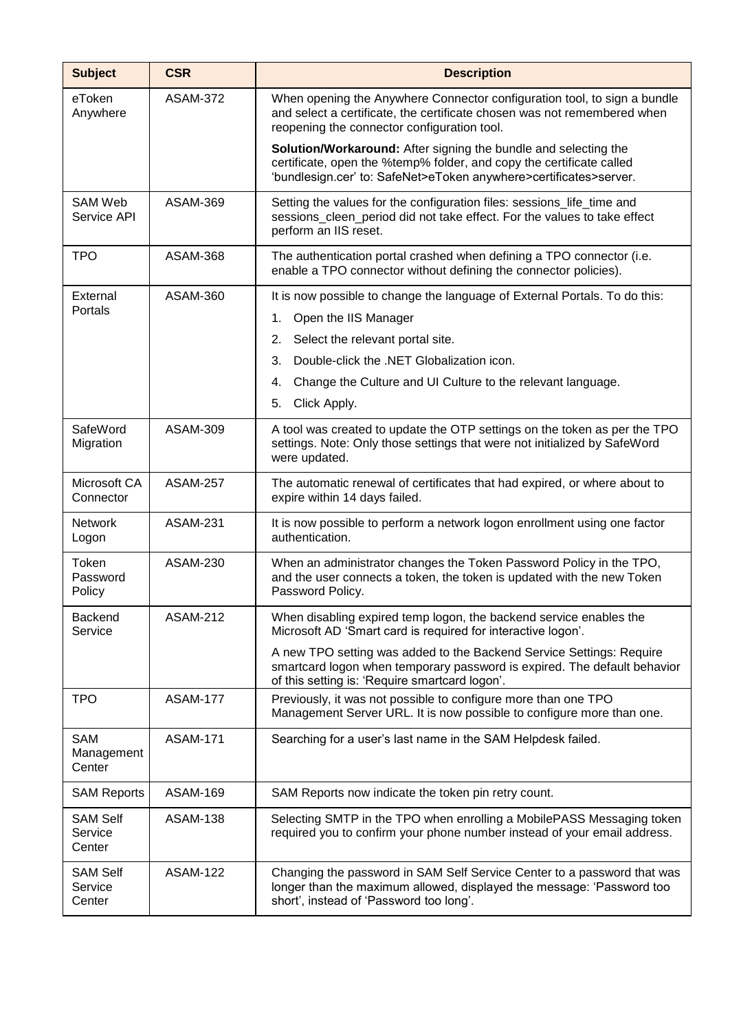| Subject | CSR | Description |
| --- | --- | --- |
| eToken Anywhere | ASAM-372 | When opening the Anywhere Connector configuration tool, to sign a bundle and select a certificate, the certificate chosen was not remembered when reopening the connector configuration tool.<br><br>**Solution/Workaround:** After signing the bundle and selecting the certificate, open the %temp% folder, and copy the certificate called 'bundlesign.cer' to: SafeNet>eToken anywhere>certificates>server. |
| SAM Web Service API | ASAM-369 | Setting the values for the configuration files: sessions_life_time and sessions_cleen_period did not take effect. For the values to take effect perform an IIS reset. |
| TPO | ASAM-368 | The authentication portal crashed when defining a TPO connector (i.e. enable a TPO connector without defining the connector policies). |
| External Portals | ASAM-360 | It is now possible to change the language of External Portals. To do this:<br>1. Open the IIS Manager<br>2. Select the relevant portal site.<br>3. Double-click the .NET Globalization icon.<br>4. Change the Culture and UI Culture to the relevant language.<br>5. Click Apply. |
| SafeWord Migration | ASAM-309 | A tool was created to update the OTP settings on the token as per the TPO settings. Note: Only those settings that were not initialized by SafeWord were updated. |
| Microsoft CA Connector | ASAM-257 | The automatic renewal of certificates that had expired, or where about to expire within 14 days failed. |
| Network Logon | ASAM-231 | It is now possible to perform a network logon enrollment using one factor authentication. |
| Token Password Policy | ASAM-230 | When an administrator changes the Token Password Policy in the TPO, and the user connects a token, the token is updated with the new Token Password Policy. |
| Backend Service | ASAM-212 | When disabling expired temp logon, the backend service enables the Microsoft AD 'Smart card is required for interactive logon'.<br><br>A new TPO setting was added to the Backend Service Settings: Require smartcard logon when temporary password is expired. The default behavior of this setting is: 'Require smartcard logon'. |
| TPO | ASAM-177 | Previously, it was not possible to configure more than one TPO Management Server URL. It is now possible to configure more than one. |
| SAM Management Center | ASAM-171 | Searching for a user's last name in the SAM Helpdesk failed. |
| SAM Reports | ASAM-169 | SAM Reports now indicate the token pin retry count. |
| SAM Self Service Center | ASAM-138 | Selecting SMTP in the TPO when enrolling a MobilePASS Messaging token required you to confirm your phone number instead of your email address. |
| SAM Self Service Center | ASAM-122 | Changing the password in SAM Self Service Center to a password that was longer than the maximum allowed, displayed the message: 'Password too short', instead of 'Password too long'. |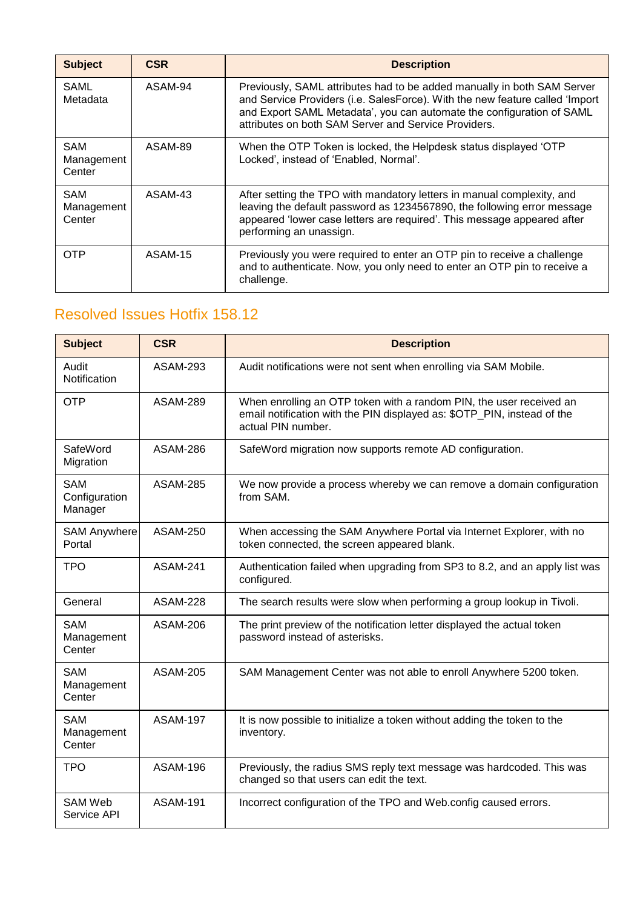| Subject | CSR | Description |
| --- | --- | --- |
| SAML Metadata | ASAM-94 | Previously, SAML attributes had to be added manually in both SAM Server and Service Providers (i.e. SalesForce). With the new feature called 'Import and Export SAML Metadata', you can automate the configuration of SAML attributes on both SAM Server and Service Providers. |
| SAM Management Center | ASAM-89 | When the OTP Token is locked, the Helpdesk status displayed 'OTP Locked', instead of 'Enabled, Normal'. |
| SAM Management Center | ASAM-43 | After setting the TPO with mandatory letters in manual complexity, and leaving the default password as 1234567890, the following error message appeared 'lower case letters are required'. This message appeared after performing an unassign. |
| OTP | ASAM-15 | Previously you were required to enter an OTP pin to receive a challenge and to authenticate. Now, you only need to enter an OTP pin to receive a challenge. |

## Resolved Issues Hotfix 158.12

| Subject | CSR | Description |
| --- | --- | --- |
| Audit Notification | ASAM-293 | Audit notifications were not sent when enrolling via SAM Mobile. |
| OTP | ASAM-289 | When enrolling an OTP token with a random PIN, the user received an email notification with the PIN displayed as: $OTP_PIN, instead of the actual PIN number. |
| SafeWord Migration | ASAM-286 | SafeWord migration now supports remote AD configuration. |
| SAM Configuration Manager | ASAM-285 | We now provide a process whereby we can remove a domain configuration from SAM. |
| SAM Anywhere Portal | ASAM-250 | When accessing the SAM Anywhere Portal via Internet Explorer, with no token connected, the screen appeared blank. |
| TPO | ASAM-241 | Authentication failed when upgrading from SP3 to 8.2, and an apply list was configured. |
| General | ASAM-228 | The search results were slow when performing a group lookup in Tivoli. |
| SAM Management Center | ASAM-206 | The print preview of the notification letter displayed the actual token password instead of asterisks. |
| SAM Management Center | ASAM-205 | SAM Management Center was not able to enroll Anywhere 5200 token. |
| SAM Management Center | ASAM-197 | It is now possible to initialize a token without adding the token to the inventory. |
| TPO | ASAM-196 | Previously, the radius SMS reply text message was hardcoded. This was changed so that users can edit the text. |
| SAM Web Service API | ASAM-191 | Incorrect configuration of the TPO and Web.config caused errors. |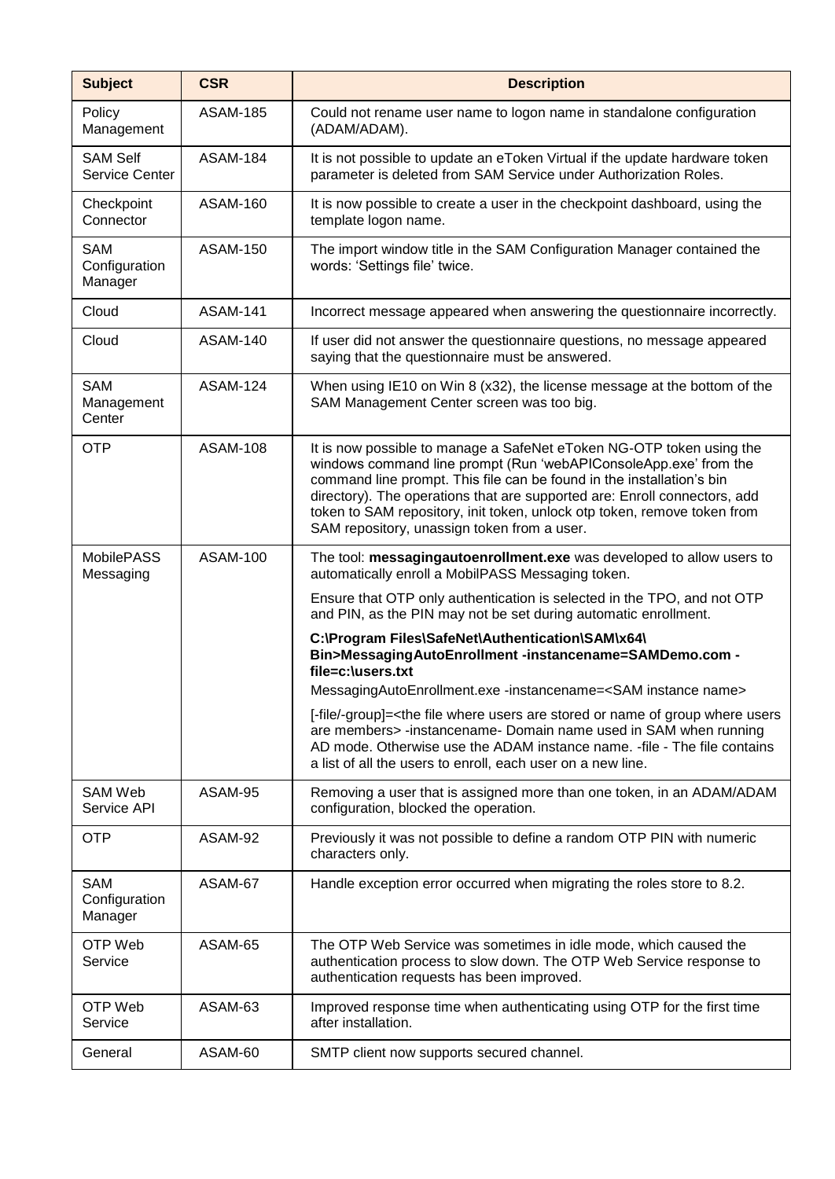| Subject | CSR | Description |
|---|---|---|
| Policy Management | ASAM-185 | Could not rename user name to logon name in standalone configuration (ADAM/ADAM). |
| SAM Self Service Center | ASAM-184 | It is not possible to update an eToken Virtual if the update hardware token parameter is deleted from SAM Service under Authorization Roles. |
| Checkpoint Connector | ASAM-160 | It is now possible to create a user in the checkpoint dashboard, using the template logon name. |
| SAM Configuration Manager | ASAM-150 | The import window title in the SAM Configuration Manager contained the words: 'Settings file' twice. |
| Cloud | ASAM-141 | Incorrect message appeared when answering the questionnaire incorrectly. |
| Cloud | ASAM-140 | If user did not answer the questionnaire questions, no message appeared saying that the questionnaire must be answered. |
| SAM Management Center | ASAM-124 | When using IE10 on Win 8 (x32), the license message at the bottom of the SAM Management Center screen was too big. |
| OTP | ASAM-108 | It is now possible to manage a SafeNet eToken NG-OTP token using the windows command line prompt (Run 'webAPIConsoleApp.exe' from the command line prompt. This file can be found in the installation's bin directory). The operations that are supported are: Enroll connectors, add token to SAM repository, init token, unlock otp token, remove token from SAM repository, unassign token from a user. |
| MobilePASS Messaging | ASAM-100 | The tool: **messagingautoenrollment.exe** was developed to allow users to automatically enroll a MobilPASS Messaging token.<br><br>Ensure that OTP only authentication is selected in the TPO, and not OTP and PIN, as the PIN may not be set during automatic enrollment.<br><br>**C:\Program Files\SafeNet\Authentication\SAM\x64\Bin>MessagingAutoEnrollment -instancename=SAMDemo.com -file=c:\users.txt**<br>MessagingAutoEnrollment.exe -instancename=<SAM instance name><br><br>[-file/-group]=<the file where users are stored or name of group where users are members> -instancename- Domain name used in SAM when running AD mode. Otherwise use the ADAM instance name. -file - The file contains a list of all the users to enroll, each user on a new line. |
| SAM Web Service API | ASAM-95 | Removing a user that is assigned more than one token, in an ADAM/ADAM configuration, blocked the operation. |
| OTP | ASAM-92 | Previously it was not possible to define a random OTP PIN with numeric characters only. |
| SAM Configuration Manager | ASAM-67 | Handle exception error occurred when migrating the roles store to 8.2. |
| OTP Web Service | ASAM-65 | The OTP Web Service was sometimes in idle mode, which caused the authentication process to slow down. The OTP Web Service response to authentication requests has been improved. |
| OTP Web Service | ASAM-63 | Improved response time when authenticating using OTP for the first time after installation. |
| General | ASAM-60 | SMTP client now supports secured channel. |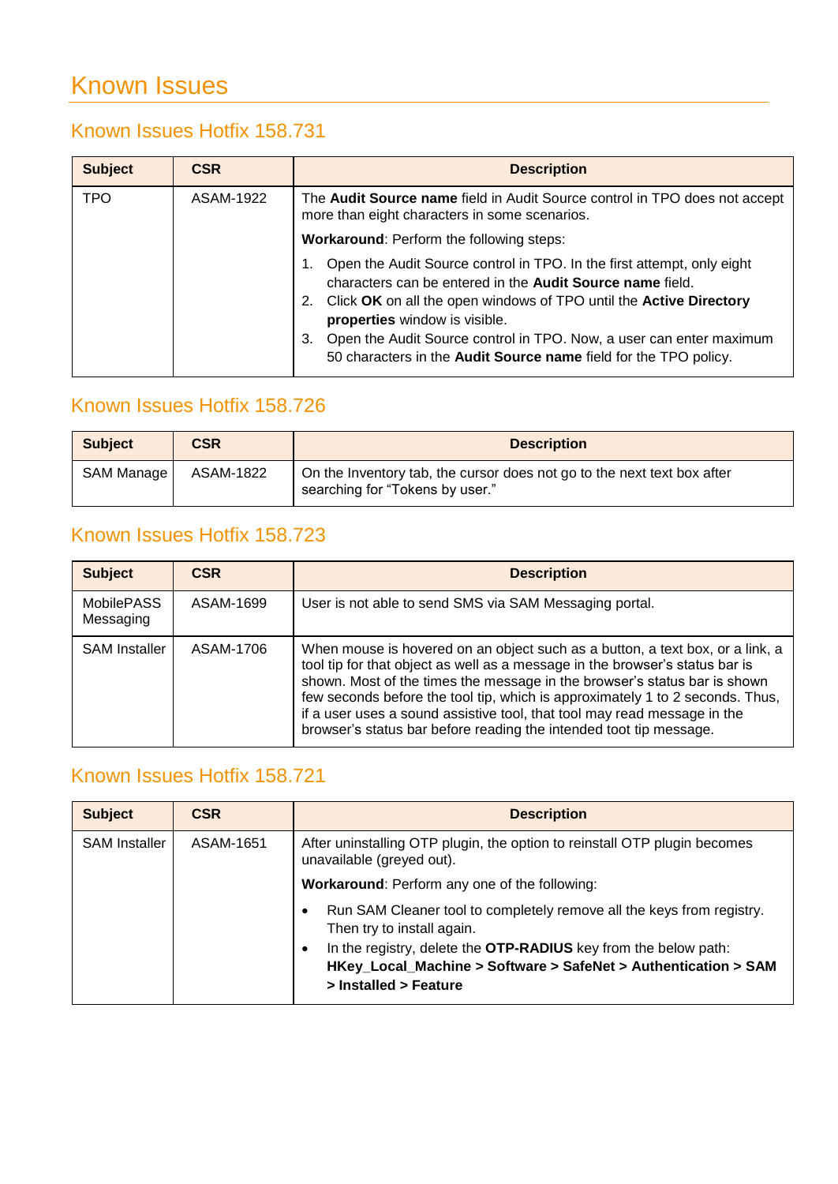# Known Issues

## Known Issues Hotfix 158.731

| Subject | CSR | Description |
|---|---|---|
| TPO | ASAM-1922 | The **Audit Source name** field in Audit Source control in TPO does not accept more than eight characters in some scenarios.<br><br>**Workaround**: Perform the following steps:<br><br>1. Open the Audit Source control in TPO. In the first attempt, only eight characters can be entered in the **Audit Source name** field.<br>2. Click **OK** on all the open windows of TPO until the **Active Directory properties** window is visible.<br>3. Open the Audit Source control in TPO. Now, a user can enter maximum 50 characters in the **Audit Source name** field for the TPO policy. |

## Known Issues Hotfix 158.726

| Subject | CSR | Description |
|---|---|---|
| SAM Manage | ASAM-1822 | On the Inventory tab, the cursor does not go to the next text box after searching for "Tokens by user." |

## Known Issues Hotfix 158.723

| Subject | CSR | Description |
|---|---|---|
| MobilePASS Messaging | ASAM-1699 | User is not able to send SMS via SAM Messaging portal. |
| SAM Installer | ASAM-1706 | When mouse is hovered on an object such as a button, a text box, or a link, a tool tip for that object as well as a message in the browser's status bar is shown. Most of the times the message in the browser's status bar is shown few seconds before the tool tip, which is approximately 1 to 2 seconds. Thus, if a user uses a sound assistive tool, that tool may read message in the browser's status bar before reading the intended toot tip message. |

## Known Issues Hotfix 158.721

| Subject | CSR | Description |
|---|---|---|
| SAM Installer | ASAM-1651 | After uninstalling OTP plugin, the option to reinstall OTP plugin becomes unavailable (greyed out).<br><br>**Workaround**: Perform any one of the following:<br><br>• Run SAM Cleaner tool to completely remove all the keys from registry. Then try to install again.<br>• In the registry, delete the **OTP-RADIUS** key from the below path: **HKey_Local_Machine > Software > SafeNet > Authentication > SAM > Installed > Feature** |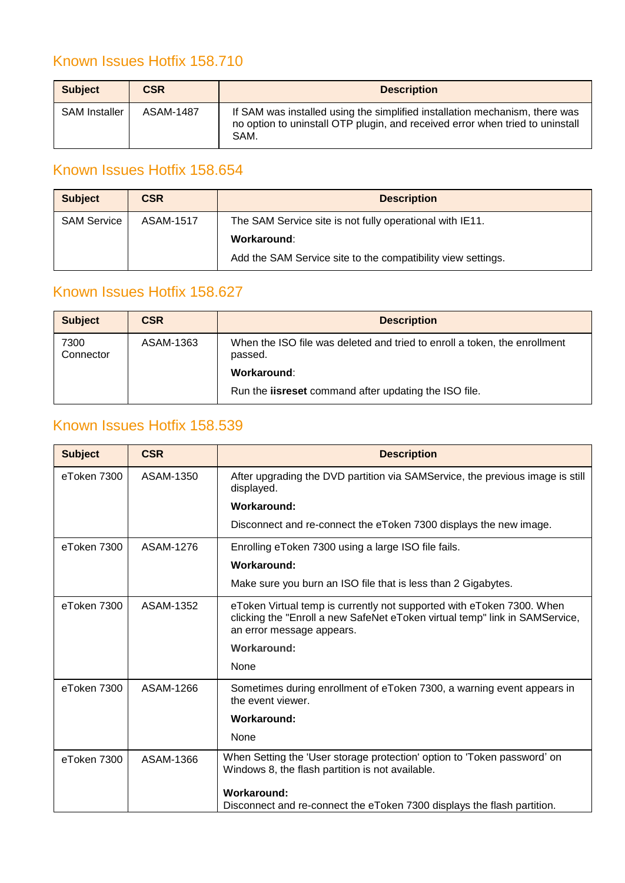## Known Issues Hotfix 158.710

| Subject | CSR | Description |
| --- | --- | --- |
| SAM Installer | ASAM-1487 | If SAM was installed using the simplified installation mechanism, there was no option to uninstall OTP plugin, and received error when tried to uninstall SAM. |

## Known Issues Hotfix 158.654

| Subject | CSR | Description |
| --- | --- | --- |
| SAM Service | ASAM-1517 | The SAM Service site is not fully operational with IE11.<br>**Workaround**:<br>Add the SAM Service site to the compatibility view settings. |

## Known Issues Hotfix 158.627

| Subject | CSR | Description |
| --- | --- | --- |
| 7300 Connector | ASAM-1363 | When the ISO file was deleted and tried to enroll a token, the enrollment passed.<br>**Workaround**:<br>Run the **iisreset** command after updating the ISO file. |

## Known Issues Hotfix 158.539

| Subject | CSR | Description |
| --- | --- | --- |
| eToken 7300 | ASAM-1350 | After upgrading the DVD partition via SAMService, the previous image is still displayed.<br>**Workaround:**<br>Disconnect and re-connect the eToken 7300 displays the new image. |
| eToken 7300 | ASAM-1276 | Enrolling eToken 7300 using a large ISO file fails.<br>**Workaround:**<br>Make sure you burn an ISO file that is less than 2 Gigabytes. |
| eToken 7300 | ASAM-1352 | eToken Virtual temp is currently not supported with eToken 7300. When clicking the "Enroll a new SafeNet eToken virtual temp" link in SAMService, an error message appears.<br>**Workaround:**<br>None |
| eToken 7300 | ASAM-1266 | Sometimes during enrollment of eToken 7300, a warning event appears in the event viewer.<br>**Workaround:**<br>None |
| eToken 7300 | ASAM-1366 | When Setting the 'User storage protection' option to 'Token password' on Windows 8, the flash partition is not available.<br>**Workaround:**<br>Disconnect and re-connect the eToken 7300 displays the flash partition. |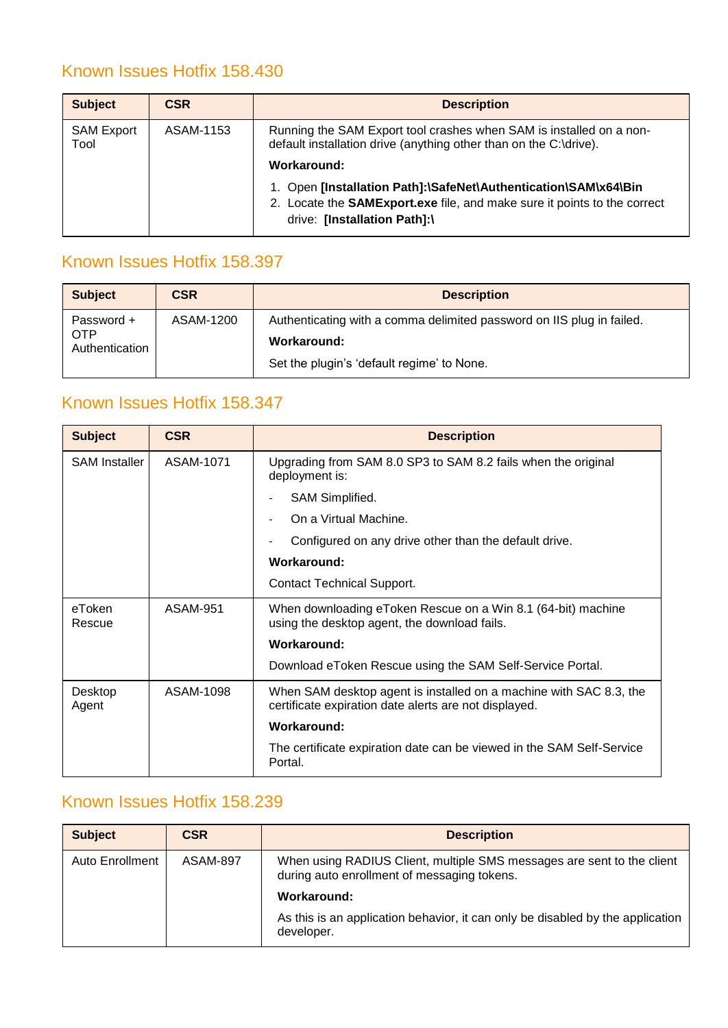## Known Issues Hotfix 158.430

| Subject | CSR | Description |
|---|---|---|
| SAM Export Tool | ASAM-1153 | Running the SAM Export tool crashes when SAM is installed on a non-default installation drive (anything other than on the C:\drive).<br>**Workaround:**<br>1. Open **[Installation Path]:\SafeNet\Authentication\SAM\x64\Bin**<br>2. Locate the **SAMExport.exe** file, and make sure it points to the correct drive: **[Installation Path]:\\** |

## Known Issues Hotfix 158.397

| Subject | CSR | Description |
|---|---|---|
| Password + OTP Authentication | ASAM-1200 | Authenticating with a comma delimited password on IIS plug in failed.<br>**Workaround:**<br>Set the plugin's 'default regime' to None. |

## Known Issues Hotfix 158.347

| Subject | CSR | Description |
|---|---|---|
| SAM Installer | ASAM-1071 | Upgrading from SAM 8.0 SP3 to SAM 8.2 fails when the original deployment is:<br>- SAM Simplified.<br>- On a Virtual Machine.<br>- Configured on any drive other than the default drive.<br>**Workaround:**<br>Contact Technical Support. |
| eToken Rescue | ASAM-951 | When downloading eToken Rescue on a Win 8.1 (64-bit) machine using the desktop agent, the download fails.<br>**Workaround:**<br>Download eToken Rescue using the SAM Self-Service Portal. |
| Desktop Agent | ASAM-1098 | When SAM desktop agent is installed on a machine with SAC 8.3, the certificate expiration date alerts are not displayed.<br>**Workaround:**<br>The certificate expiration date can be viewed in the SAM Self-Service Portal. |

## Known Issues Hotfix 158.239

| Subject | CSR | Description |
|---|---|---|
| Auto Enrollment | ASAM-897 | When using RADIUS Client, multiple SMS messages are sent to the client during auto enrollment of messaging tokens.<br>**Workaround:**<br>As this is an application behavior, it can only be disabled by the application developer. |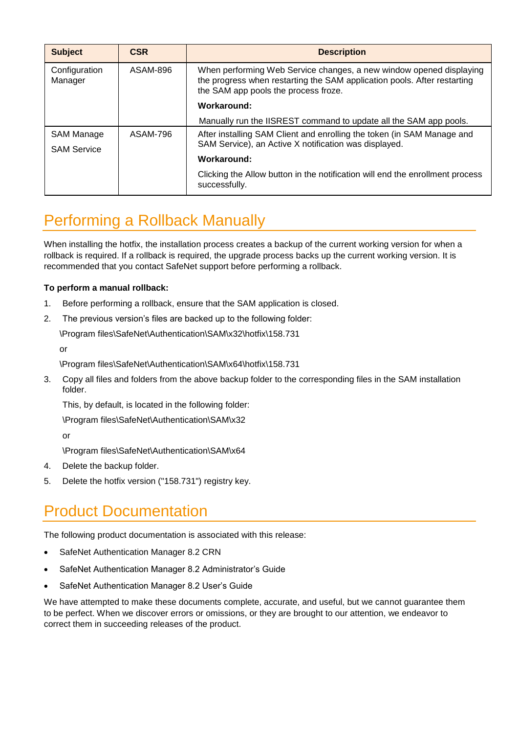| Subject | CSR | Description |
|---|---|---|
| Configuration Manager | ASAM-896 | When performing Web Service changes, a new window opened displaying the progress when restarting the SAM application pools. After restarting the SAM app pools the process froze.<br>**Workaround:**<br>Manually run the IISREST command to update all the SAM app pools. |
| SAM Manage<br>SAM Service | ASAM-796 | After installing SAM Client and enrolling the token (in SAM Manage and SAM Service), an Active X notification was displayed.<br>**Workaround:**<br>Clicking the Allow button in the notification will end the enrollment process successfully. |

# Performing a Rollback Manually

When installing the hotfix, the installation process creates a backup of the current working version for when a rollback is required. If a rollback is required, the upgrade process backs up the current working version. It is recommended that you contact SafeNet support before performing a rollback.

**To perform a manual rollback:**

1. Before performing a rollback, ensure that the SAM application is closed.
2. The previous version's files are backed up to the following folder:

   \Program files\SafeNet\Authentication\SAM\x32\hotfix\158.731

   or

   \Program files\SafeNet\Authentication\SAM\x64\hotfix\158.731

3. Copy all files and folders from the above backup folder to the corresponding files in the SAM installation folder.

   This, by default, is located in the following folder:

   \Program files\SafeNet\Authentication\SAM\x32

   or

   \Program files\SafeNet\Authentication\SAM\x64

4. Delete the backup folder.
5. Delete the hotfix version ("158.731") registry key.

# Product Documentation

The following product documentation is associated with this release:

- SafeNet Authentication Manager 8.2 CRN
- SafeNet Authentication Manager 8.2 Administrator's Guide
- SafeNet Authentication Manager 8.2 User's Guide

We have attempted to make these documents complete, accurate, and useful, but we cannot guarantee them to be perfect. When we discover errors or omissions, or they are brought to our attention, we endeavor to correct them in succeeding releases of the product.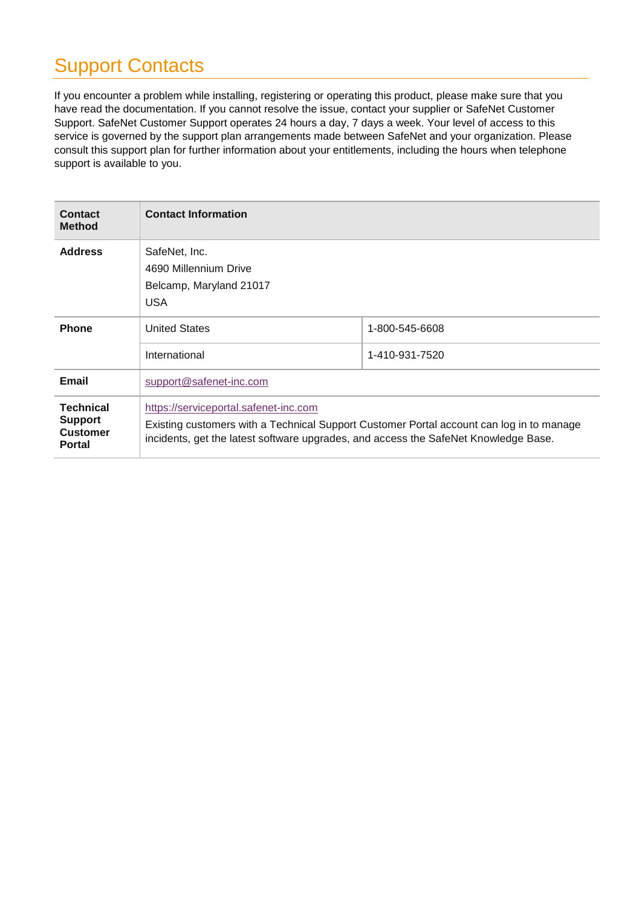# Support Contacts

If you encounter a problem while installing, registering or operating this product, please make sure that you have read the documentation. If you cannot resolve the issue, contact your supplier or SafeNet Customer Support. SafeNet Customer Support operates 24 hours a day, 7 days a week. Your level of access to this service is governed by the support plan arrangements made between SafeNet and your organization. Please consult this support plan for further information about your entitlements, including the hours when telephone support is available to you.

| Contact Method | Contact Information | |
|---|---|---|
| **Address** | SafeNet, Inc.<br>4690 Millennium Drive<br>Belcamp, Maryland 21017<br>USA | |
| **Phone** | United States | 1-800-545-6608 |
| | International | 1-410-931-7520 |
| **Email** | support@safenet-inc.com | |
| **Technical Support Customer Portal** | https://serviceportal.safenet-inc.com<br>Existing customers with a Technical Support Customer Portal account can log in to manage incidents, get the latest software upgrades, and access the SafeNet Knowledge Base. | |